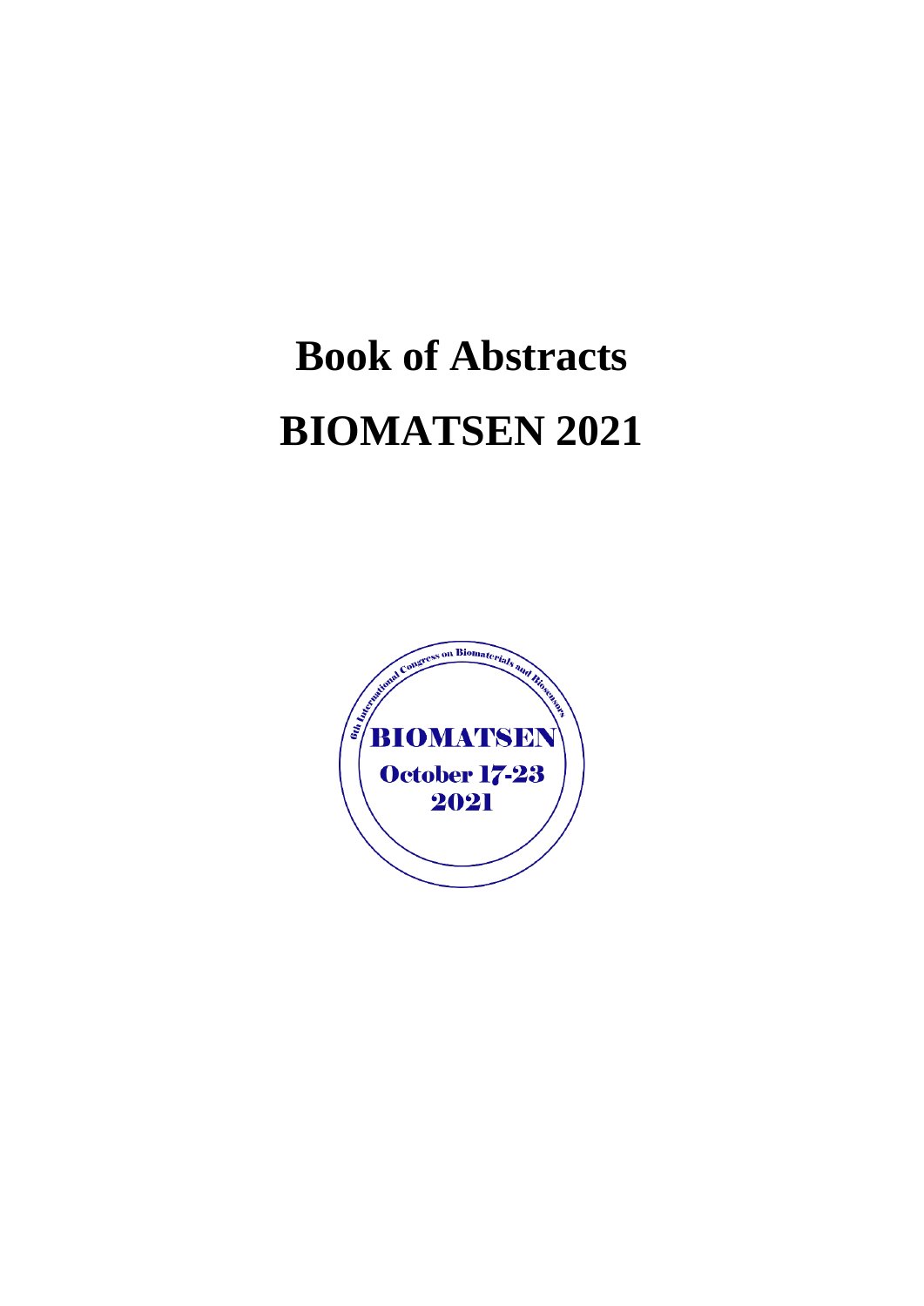# Book of Abstracts

# BIOMATSEN 2021

6th International Congress on Biomaterials and Biosensors

BIOMATSEN

October 17-23

2021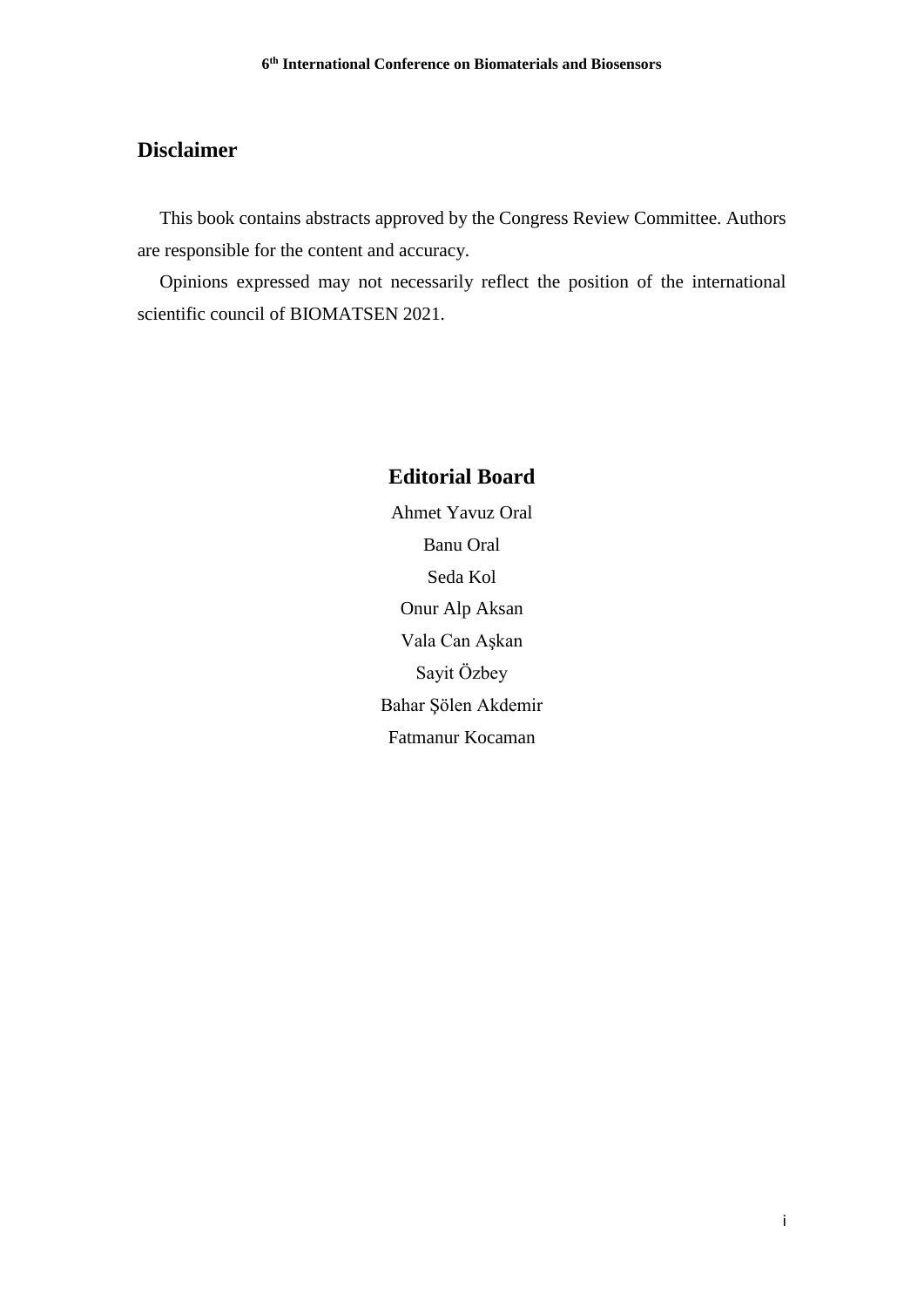## Disclaimer

This book contains abstracts approved by the Congress Review Committee. Authors are responsible for the content and accuracy.

Opinions expressed may not necessarily reflect the position of the international scientific council of BIOMATSEN 2021.

## Editorial Board

Ahmet Yavuz Oral

Banu Oral

Seda Kol

Onur Alp Aksan

Vala Can Aşkan

Sayit Özbey

Bahar Şölen Akdemir

Fatmanur Kocaman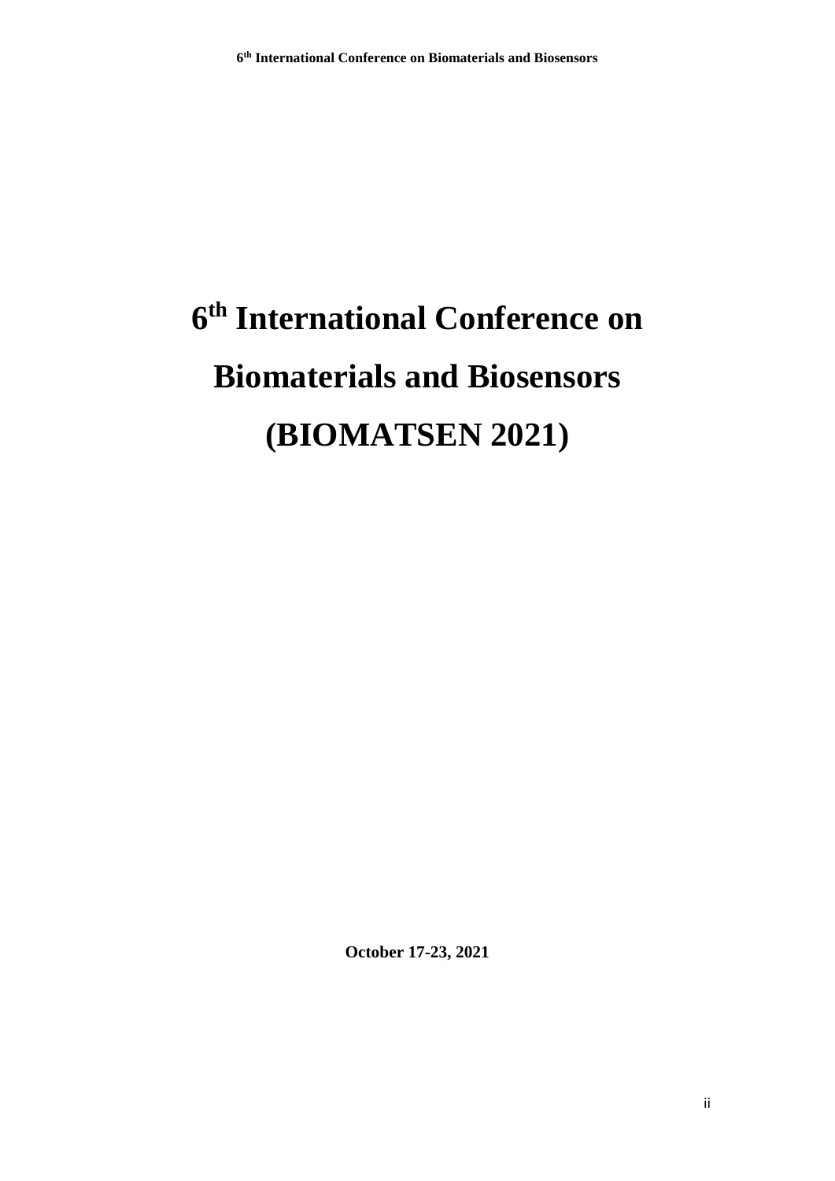# 6th International Conference on Biomaterials and Biosensors (BIOMATSEN 2021)

**October 17-23, 2021**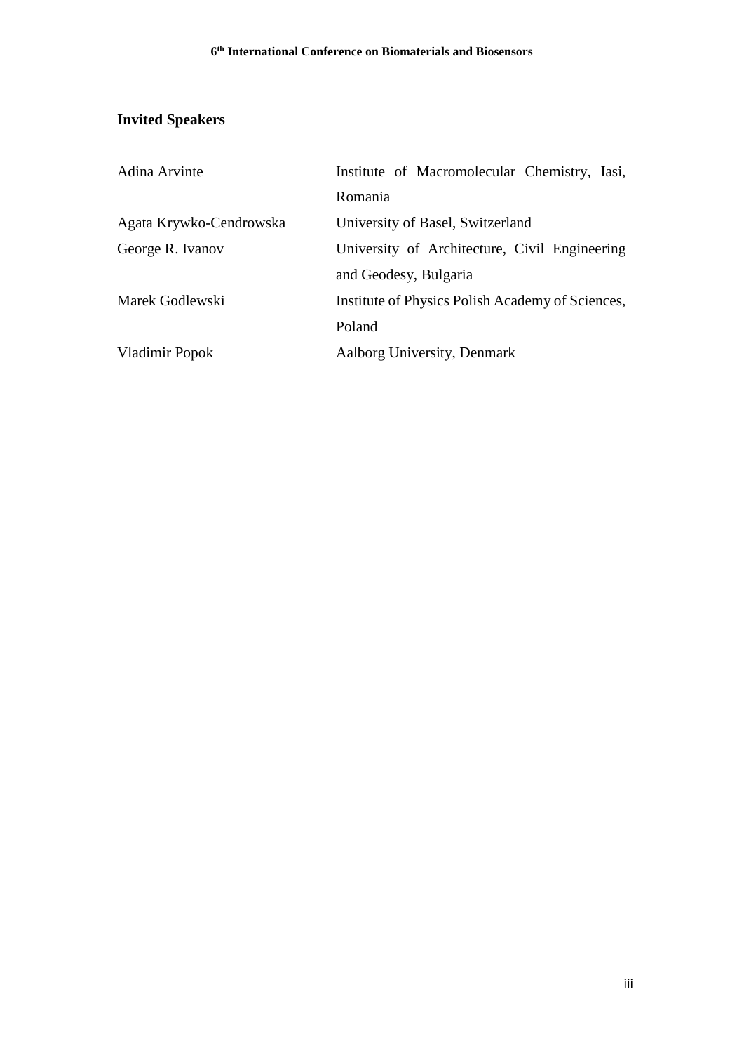## Invited Speakers

| | |
|---|---|
| Adina Arvinte | Institute of Macromolecular Chemistry, Iasi, Romania |
| Agata Krywko-Cendrowska | University of Basel, Switzerland |
| George R. Ivanov | University of Architecture, Civil Engineering and Geodesy, Bulgaria |
| Marek Godlewski | Institute of Physics Polish Academy of Sciences, Poland |
| Vladimir Popok | Aalborg University, Denmark |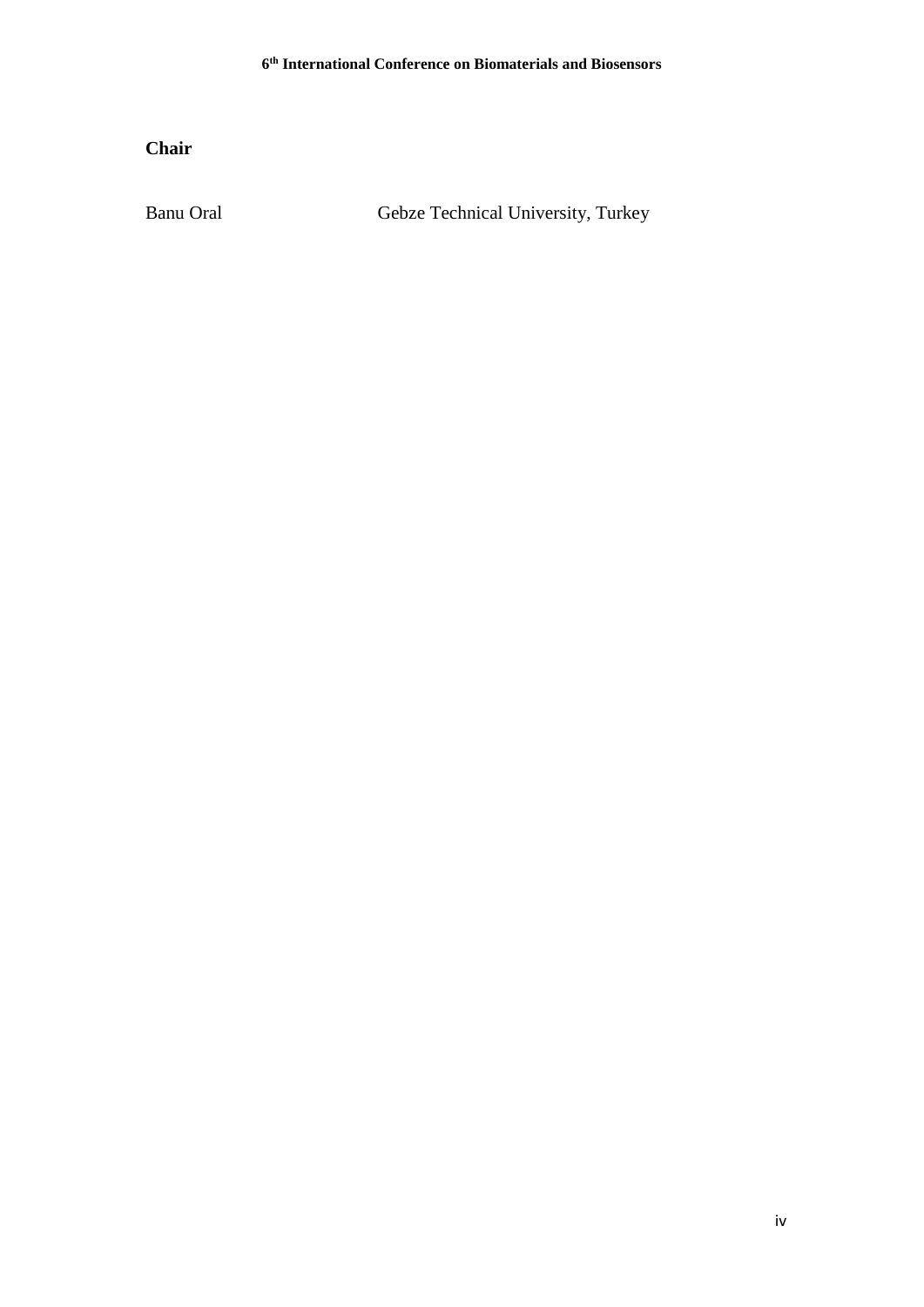**Chair**

Banu Oral Gebze Technical University, Turkey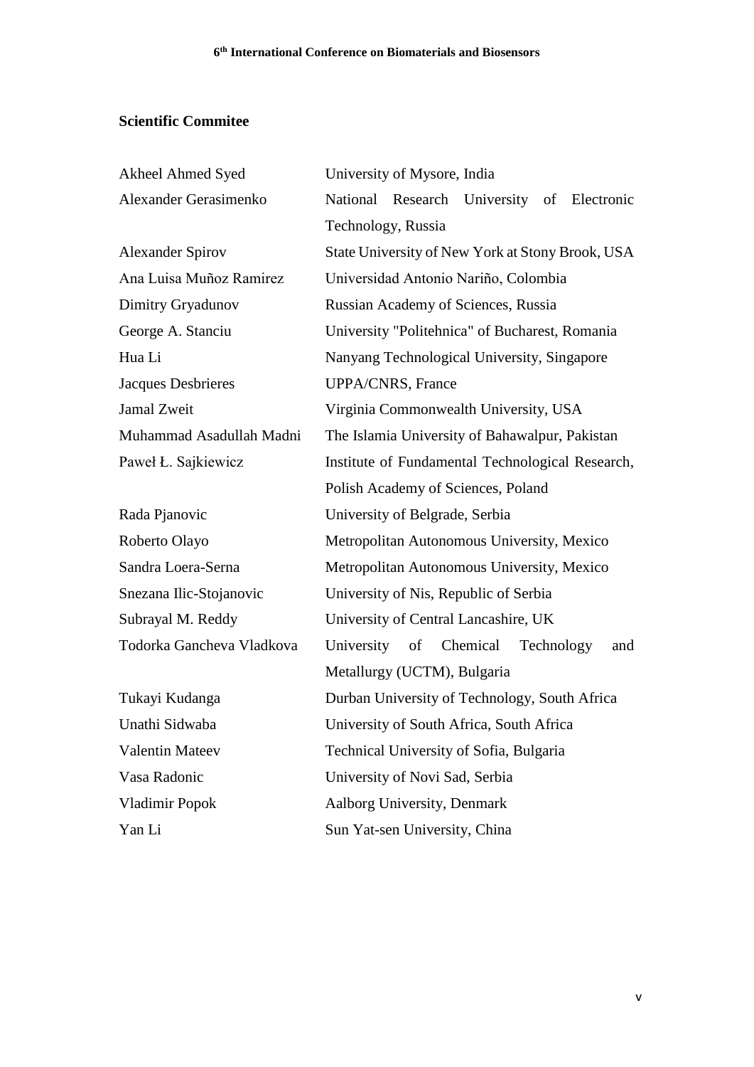## Scientific Commitee

| | |
|---|---|
| Akheel Ahmed Syed | University of Mysore, India |
| Alexander Gerasimenko | National Research University of Electronic Technology, Russia |
| Alexander Spirov | State University of New York at Stony Brook, USA |
| Ana Luisa Muñoz Ramirez | Universidad Antonio Nariño, Colombia |
| Dimitry Gryadunov | Russian Academy of Sciences, Russia |
| George A. Stanciu | University "Politehnica" of Bucharest, Romania |
| Hua Li | Nanyang Technological University, Singapore |
| Jacques Desbrieres | UPPA/CNRS, France |
| Jamal Zweit | Virginia Commonwealth University, USA |
| Muhammad Asadullah Madni | The Islamia University of Bahawalpur, Pakistan |
| Paweł Ł. Sajkiewicz | Institute of Fundamental Technological Research, Polish Academy of Sciences, Poland |
| Rada Pjanovic | University of Belgrade, Serbia |
| Roberto Olayo | Metropolitan Autonomous University, Mexico |
| Sandra Loera-Serna | Metropolitan Autonomous University, Mexico |
| Snezana Ilic-Stojanovic | University of Nis, Republic of Serbia |
| Subrayal M. Reddy | University of Central Lancashire, UK |
| Todorka Gancheva Vladkova | University of Chemical Technology and Metallurgy (UCTM), Bulgaria |
| Tukayi Kudanga | Durban University of Technology, South Africa |
| Unathi Sidwaba | University of South Africa, South Africa |
| Valentin Mateev | Technical University of Sofia, Bulgaria |
| Vasa Radonic | University of Novi Sad, Serbia |
| Vladimir Popok | Aalborg University, Denmark |
| Yan Li | Sun Yat-sen University, China |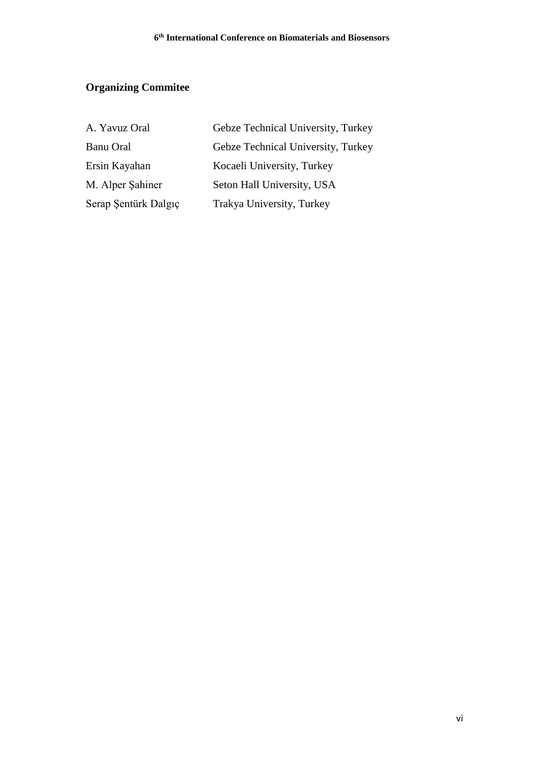## Organizing Commitee

| | |
|---|---|
| A. Yavuz Oral | Gebze Technical University, Turkey |
| Banu Oral | Gebze Technical University, Turkey |
| Ersin Kayahan | Kocaeli University, Turkey |
| M. Alper Şahiner | Seton Hall University, USA |
| Serap Şentürk Dalgıç | Trakya University, Turkey |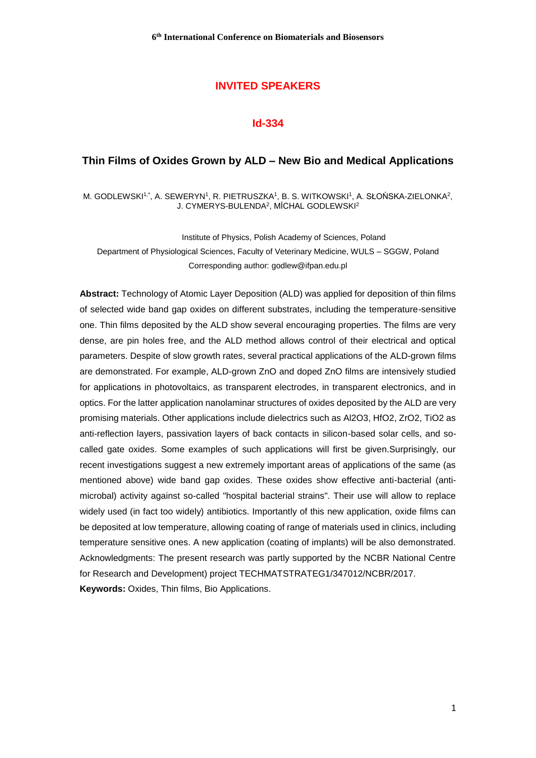## INVITED SPEAKERS

### Id-334

# Thin Films of Oxides Grown by ALD – New Bio and Medical Applications

M. GODLEWSKI[1,*], A. SEWERYN[1], R. PIETRUSZKA[1], B. S. WITKOWSKI[1], A. SŁOŃSKA-ZIELONKA[2], J. CYMERYS-BULENDA[2], MİCHAL GODLEWSKI[2]

Institute of Physics, Polish Academy of Sciences, Poland
Department of Physiological Sciences, Faculty of Veterinary Medicine, WULS – SGGW, Poland
Corresponding author: godlew@ifpan.edu.pl

**Abstract:** Technology of Atomic Layer Deposition (ALD) was applied for deposition of thin films of selected wide band gap oxides on different substrates, including the temperature-sensitive one. Thin films deposited by the ALD show several encouraging properties. The films are very dense, are pin holes free, and the ALD method allows control of their electrical and optical parameters. Despite of slow growth rates, several practical applications of the ALD-grown films are demonstrated. For example, ALD-grown ZnO and doped ZnO films are intensively studied for applications in photovoltaics, as transparent electrodes, in transparent electronics, and in optics. For the latter application nanolaminar structures of oxides deposited by the ALD are very promising materials. Other applications include dielectrics such as $Al_2O_3$, $HfO_2$, $ZrO_2$, $TiO_2$ as anti-reflection layers, passivation layers of back contacts in silicon-based solar cells, and so-called gate oxides. Some examples of such applications will first be given.Surprisingly, our recent investigations suggest a new extremely important areas of applications of the same (as mentioned above) wide band gap oxides. These oxides show effective anti-bacterial (anti-microbal) activity against so-called "hospital bacterial strains". Their use will allow to replace widely used (in fact too widely) antibiotics. Importantly of this new application, oxide films can be deposited at low temperature, allowing coating of range of materials used in clinics, including temperature sensitive ones. A new application (coating of implants) will be also demonstrated. Acknowledgments: The present research was partly supported by the NCBR National Centre for Research and Development) project TECHMATSTRATEG1/347012/NCBR/2017.

**Keywords:** Oxides, Thin films, Bio Applications.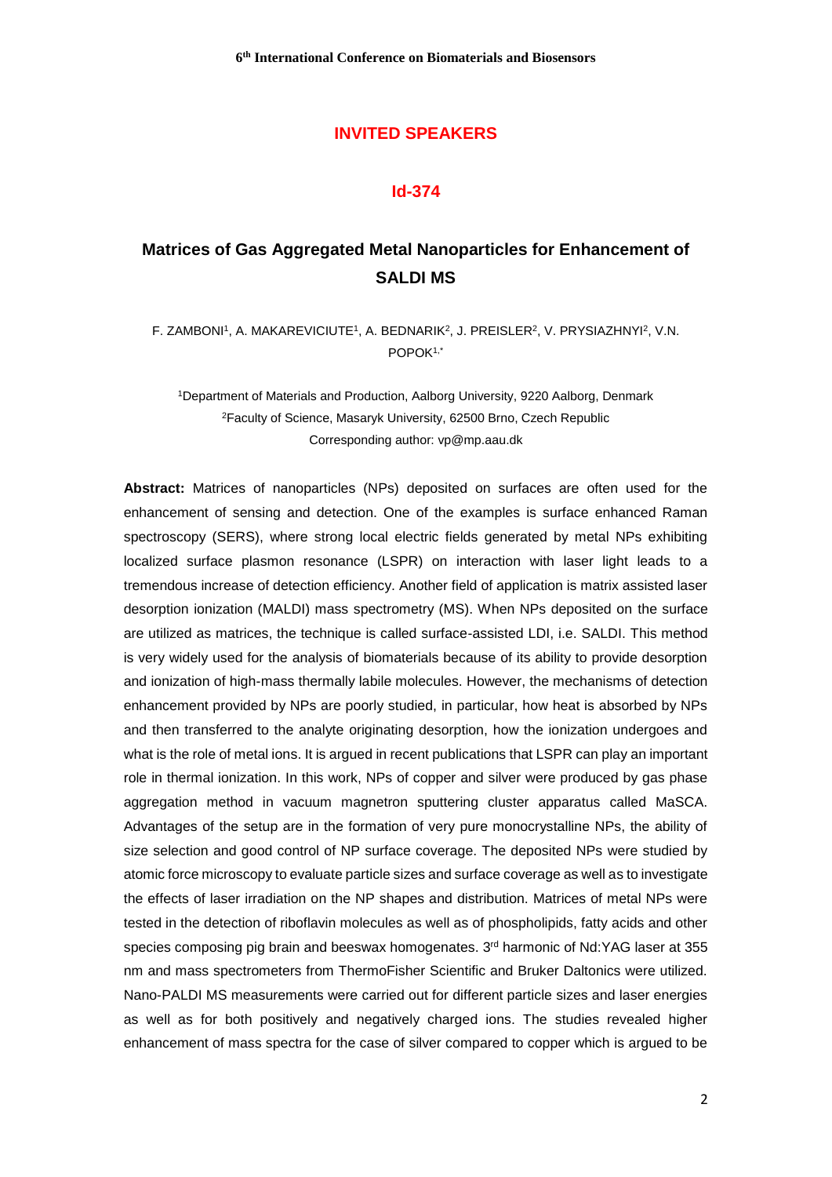## INVITED SPEAKERS

### Id-374

# Matrices of Gas Aggregated Metal Nanoparticles for Enhancement of SALDI MS

F. ZAMBONI[1], A. MAKAREVICIUTE[1], A. BEDNARIK[2], J. PREISLER[2], V. PRYSIAZHNYI[2], V.N. POPOK[1,*]

[1]Department of Materials and Production, Aalborg University, 9220 Aalborg, Denmark
[2]Faculty of Science, Masaryk University, 62500 Brno, Czech Republic
Corresponding author: vp@mp.aau.dk

**Abstract:** Matrices of nanoparticles (NPs) deposited on surfaces are often used for the enhancement of sensing and detection. One of the examples is surface enhanced Raman spectroscopy (SERS), where strong local electric fields generated by metal NPs exhibiting localized surface plasmon resonance (LSPR) on interaction with laser light leads to a tremendous increase of detection efficiency. Another field of application is matrix assisted laser desorption ionization (MALDI) mass spectrometry (MS). When NPs deposited on the surface are utilized as matrices, the technique is called surface-assisted LDI, i.e. SALDI. This method is very widely used for the analysis of biomaterials because of its ability to provide desorption and ionization of high-mass thermally labile molecules. However, the mechanisms of detection enhancement provided by NPs are poorly studied, in particular, how heat is absorbed by NPs and then transferred to the analyte originating desorption, how the ionization undergoes and what is the role of metal ions. It is argued in recent publications that LSPR can play an important role in thermal ionization. In this work, NPs of copper and silver were produced by gas phase aggregation method in vacuum magnetron sputtering cluster apparatus called MaSCA. Advantages of the setup are in the formation of very pure monocrystalline NPs, the ability of size selection and good control of NP surface coverage. The deposited NPs were studied by atomic force microscopy to evaluate particle sizes and surface coverage as well as to investigate the effects of laser irradiation on the NP shapes and distribution. Matrices of metal NPs were tested in the detection of riboflavin molecules as well as of phospholipids, fatty acids and other species composing pig brain and beeswax homogenates. 3rd harmonic of Nd:YAG laser at 355 nm and mass spectrometers from ThermoFisher Scientific and Bruker Daltonics were utilized. Nano-PALDI MS measurements were carried out for different particle sizes and laser energies as well as for both positively and negatively charged ions. The studies revealed higher enhancement of mass spectra for the case of silver compared to copper which is argued to be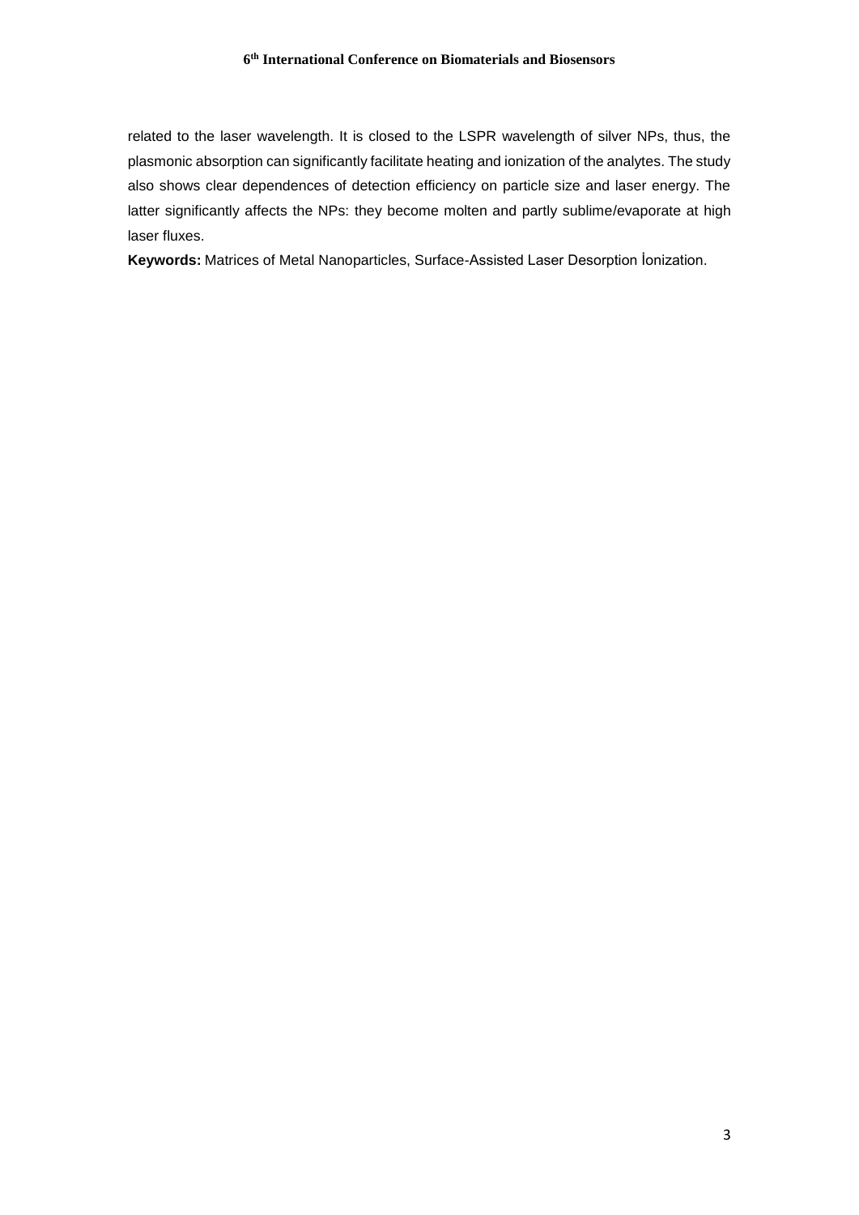related to the laser wavelength. It is closed to the LSPR wavelength of silver NPs, thus, the plasmonic absorption can significantly facilitate heating and ionization of the analytes. The study also shows clear dependences of detection efficiency on particle size and laser energy. The latter significantly affects the NPs: they become molten and partly sublime/evaporate at high laser fluxes.

**Keywords:** Matrices of Metal Nanoparticles, Surface-Assisted Laser Desorption İonization.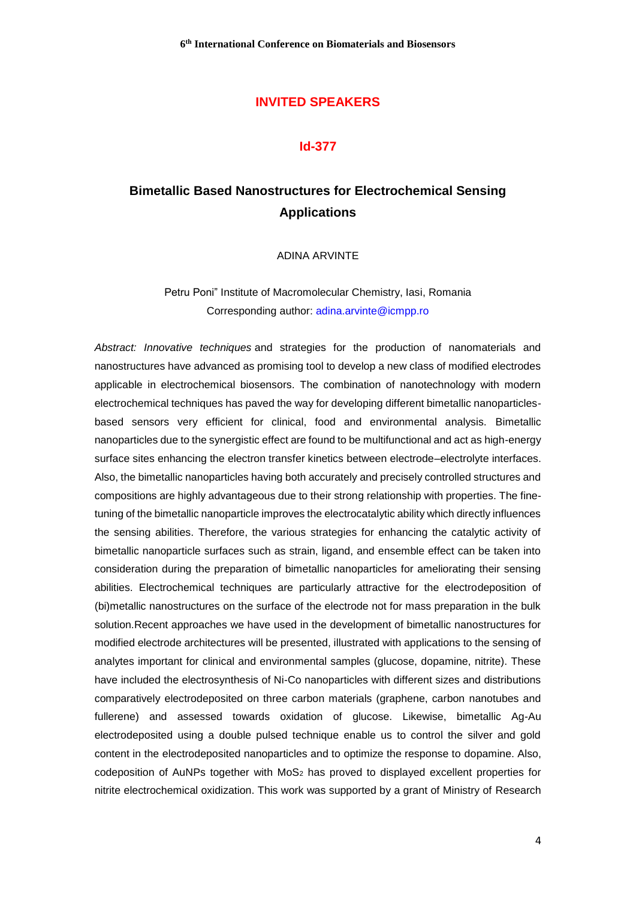## INVITED SPEAKERS

### Id-377

# Bimetallic Based Nanostructures for Electrochemical Sensing Applications

ADINA ARVINTE

Petru Poni" Institute of Macromolecular Chemistry, Iasi, Romania
Corresponding author: adina.arvinte@icmpp.ro

*Abstract: Innovative techniques* and strategies for the production of nanomaterials and nanostructures have advanced as promising tool to develop a new class of modified electrodes applicable in electrochemical biosensors. The combination of nanotechnology with modern electrochemical techniques has paved the way for developing different bimetallic nanoparticles-based sensors very efficient for clinical, food and environmental analysis. Bimetallic nanoparticles due to the synergistic effect are found to be multifunctional and act as high-energy surface sites enhancing the electron transfer kinetics between electrode–electrolyte interfaces. Also, the bimetallic nanoparticles having both accurately and precisely controlled structures and compositions are highly advantageous due to their strong relationship with properties. The fine-tuning of the bimetallic nanoparticle improves the electrocatalytic ability which directly influences the sensing abilities. Therefore, the various strategies for enhancing the catalytic activity of bimetallic nanoparticle surfaces such as strain, ligand, and ensemble effect can be taken into consideration during the preparation of bimetallic nanoparticles for ameliorating their sensing abilities. Electrochemical techniques are particularly attractive for the electrodeposition of (bi)metallic nanostructures on the surface of the electrode not for mass preparation in the bulk solution.Recent approaches we have used in the development of bimetallic nanostructures for modified electrode architectures will be presented, illustrated with applications to the sensing of analytes important for clinical and environmental samples (glucose, dopamine, nitrite). These have included the electrosynthesis of Ni-Co nanoparticles with different sizes and distributions comparatively electrodeposited on three carbon materials (graphene, carbon nanotubes and fullerene) and assessed towards oxidation of glucose. Likewise, bimetallic Ag-Au electrodeposited using a double pulsed technique enable us to control the silver and gold content in the electrodeposited nanoparticles and to optimize the response to dopamine. Also, codeposition of AuNPs together with $MoS_2$ has proved to displayed excellent properties for nitrite electrochemical oxidization. This work was supported by a grant of Ministry of Research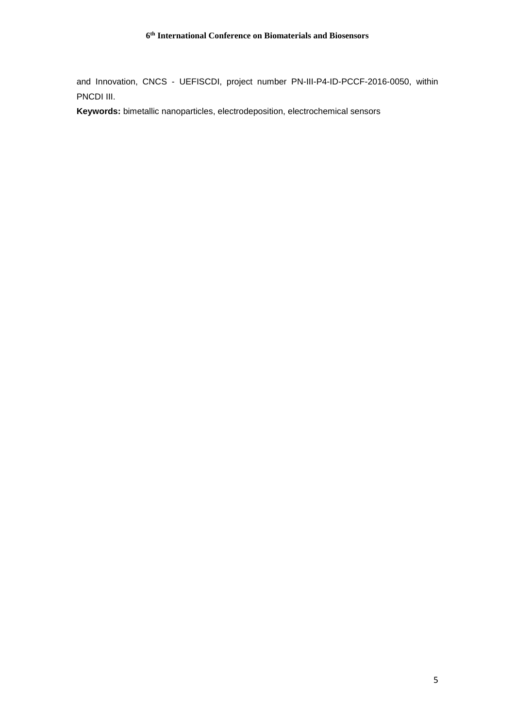and Innovation, CNCS - UEFISCDI, project number PN-III-P4-ID-PCCF-2016-0050, within PNCDI III.

**Keywords:** bimetallic nanoparticles, electrodeposition, electrochemical sensors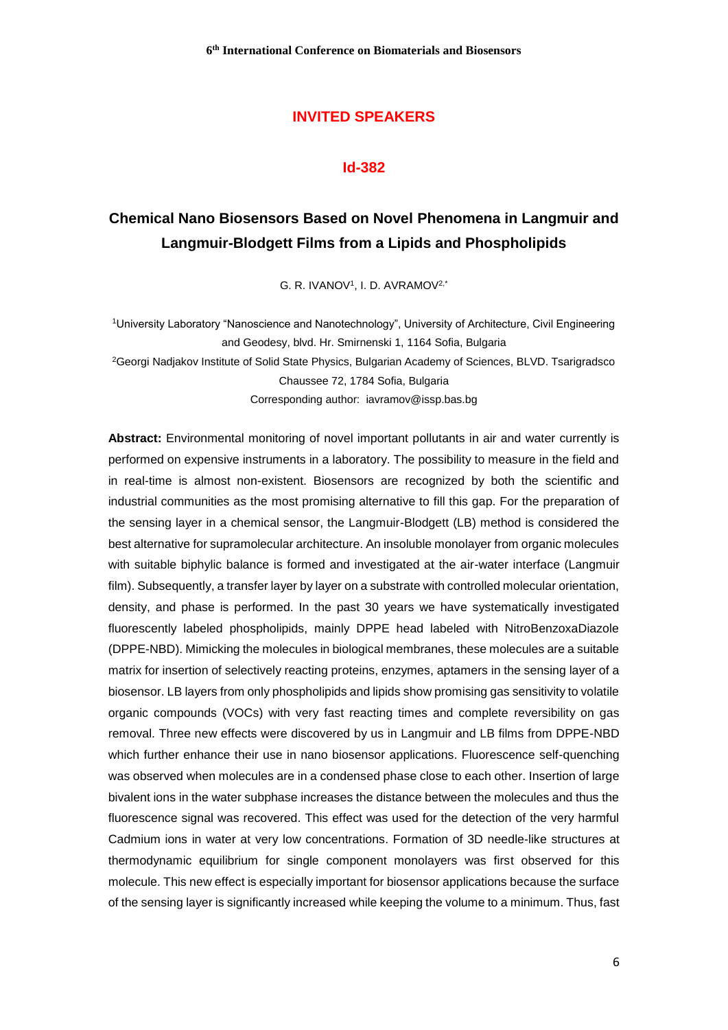## INVITED SPEAKERS

### Id-382

# Chemical Nano Biosensors Based on Novel Phenomena in Langmuir and Langmuir-Blodgett Films from a Lipids and Phospholipids

G. R. IVANOV[1], I. D. AVRAMOV[2,*]

[1]University Laboratory "Nanoscience and Nanotechnology", University of Architecture, Civil Engineering and Geodesy, blvd. Hr. Smirnenski 1, 1164 Sofia, Bulgaria

[2]Georgi Nadjakov Institute of Solid State Physics, Bulgarian Academy of Sciences, BLVD. Tsarigradsco Chaussee 72, 1784 Sofia, Bulgaria

Corresponding author: iavramov@issp.bas.bg

**Abstract:** Environmental monitoring of novel important pollutants in air and water currently is performed on expensive instruments in a laboratory. The possibility to measure in the field and in real-time is almost non-existent. Biosensors are recognized by both the scientific and industrial communities as the most promising alternative to fill this gap. For the preparation of the sensing layer in a chemical sensor, the Langmuir-Blodgett (LB) method is considered the best alternative for supramolecular architecture. An insoluble monolayer from organic molecules with suitable biphylic balance is formed and investigated at the air-water interface (Langmuir film). Subsequently, a transfer layer by layer on a substrate with controlled molecular orientation, density, and phase is performed. In the past 30 years we have systematically investigated fluorescently labeled phospholipids, mainly DPPE head labeled with NitroBenzoxaDiazole (DPPE-NBD). Mimicking the molecules in biological membranes, these molecules are a suitable matrix for insertion of selectively reacting proteins, enzymes, aptamers in the sensing layer of a biosensor. LB layers from only phospholipids and lipids show promising gas sensitivity to volatile organic compounds (VOCs) with very fast reacting times and complete reversibility on gas removal. Three new effects were discovered by us in Langmuir and LB films from DPPE-NBD which further enhance their use in nano biosensor applications. Fluorescence self-quenching was observed when molecules are in a condensed phase close to each other. Insertion of large bivalent ions in the water subphase increases the distance between the molecules and thus the fluorescence signal was recovered. This effect was used for the detection of the very harmful Cadmium ions in water at very low concentrations. Formation of 3D needle-like structures at thermodynamic equilibrium for single component monolayers was first observed for this molecule. This new effect is especially important for biosensor applications because the surface of the sensing layer is significantly increased while keeping the volume to a minimum. Thus, fast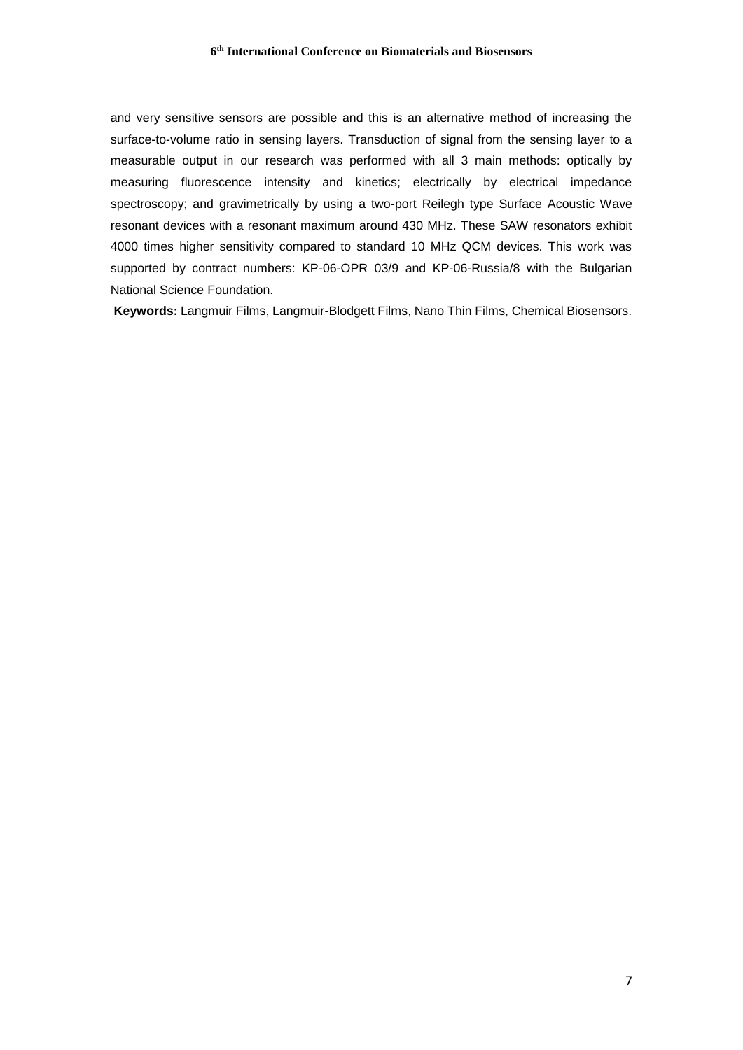and very sensitive sensors are possible and this is an alternative method of increasing the surface-to-volume ratio in sensing layers. Transduction of signal from the sensing layer to a measurable output in our research was performed with all 3 main methods: optically by measuring fluorescence intensity and kinetics; electrically by electrical impedance spectroscopy; and gravimetrically by using a two-port Reilegh type Surface Acoustic Wave resonant devices with a resonant maximum around 430 MHz. These SAW resonators exhibit 4000 times higher sensitivity compared to standard 10 MHz QCM devices. This work was supported by contract numbers: KP-06-OPR 03/9 and KP-06-Russia/8 with the Bulgarian National Science Foundation.

**Keywords:** Langmuir Films, Langmuir-Blodgett Films, Nano Thin Films, Chemical Biosensors.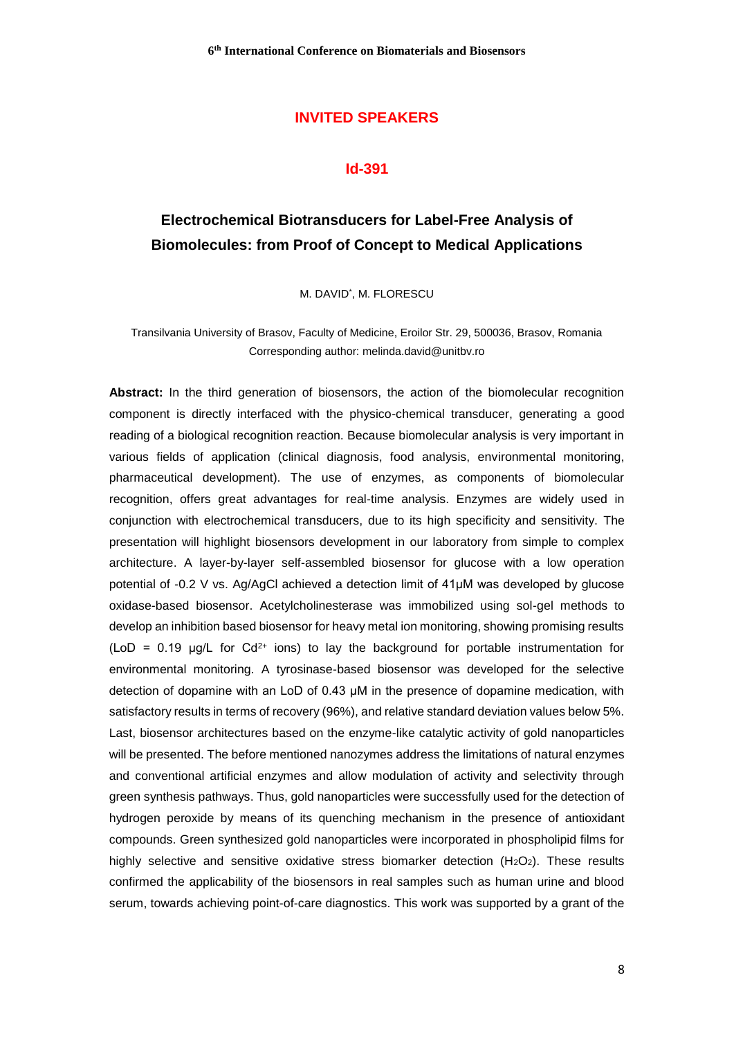## INVITED SPEAKERS

### Id-391

# Electrochemical Biotransducers for Label-Free Analysis of Biomolecules: from Proof of Concept to Medical Applications

M. DAVID*, M. FLORESCU

Transilvania University of Brasov, Faculty of Medicine, Eroilor Str. 29, 500036, Brasov, Romania
Corresponding author: melinda.david@unitbv.ro

**Abstract:** In the third generation of biosensors, the action of the biomolecular recognition component is directly interfaced with the physico-chemical transducer, generating a good reading of a biological recognition reaction. Because biomolecular analysis is very important in various fields of application (clinical diagnosis, food analysis, environmental monitoring, pharmaceutical development). The use of enzymes, as components of biomolecular recognition, offers great advantages for real-time analysis. Enzymes are widely used in conjunction with electrochemical transducers, due to its high specificity and sensitivity. The presentation will highlight biosensors development in our laboratory from simple to complex architecture. A layer-by-layer self-assembled biosensor for glucose with a low operation potential of -0.2 V vs. Ag/AgCl achieved a detection limit of 41μM was developed by glucose oxidase-based biosensor. Acetylcholinesterase was immobilized using sol-gel methods to develop an inhibition based biosensor for heavy metal ion monitoring, showing promising results (LoD = 0.19 μg/L for $Cd^{2+}$ ions) to lay the background for portable instrumentation for environmental monitoring. A tyrosinase-based biosensor was developed for the selective detection of dopamine with an LoD of 0.43 μM in the presence of dopamine medication, with satisfactory results in terms of recovery (96%), and relative standard deviation values below 5%. Last, biosensor architectures based on the enzyme-like catalytic activity of gold nanoparticles will be presented. The before mentioned nanozymes address the limitations of natural enzymes and conventional artificial enzymes and allow modulation of activity and selectivity through green synthesis pathways. Thus, gold nanoparticles were successfully used for the detection of hydrogen peroxide by means of its quenching mechanism in the presence of antioxidant compounds. Green synthesized gold nanoparticles were incorporated in phospholipid films for highly selective and sensitive oxidative stress biomarker detection ($H_2O_2$). These results confirmed the applicability of the biosensors in real samples such as human urine and blood serum, towards achieving point-of-care diagnostics. This work was supported by a grant of the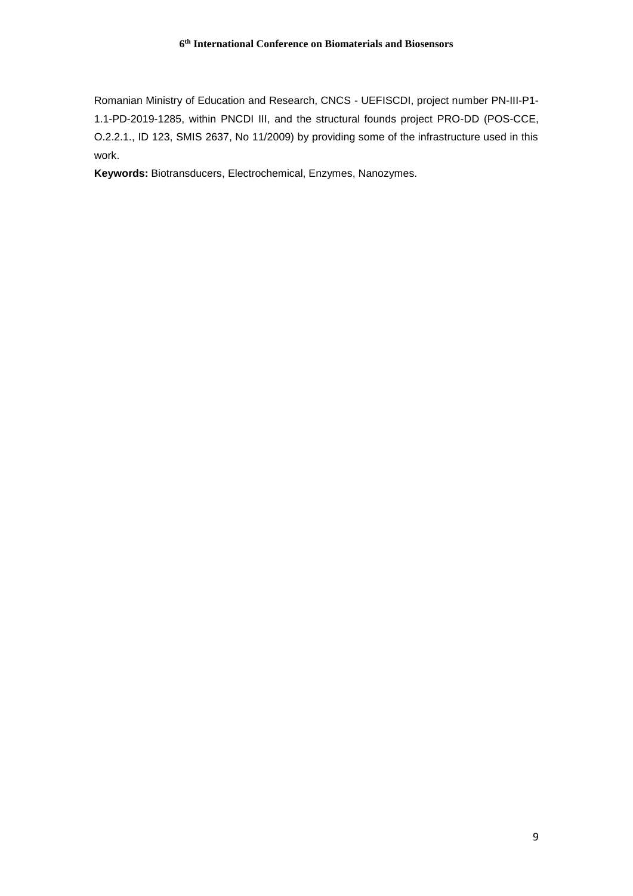Romanian Ministry of Education and Research, CNCS - UEFISCDI, project number PN-III-P1-1.1-PD-2019-1285, within PNCDI III, and the structural founds project PRO-DD (POS-CCE, O.2.2.1., ID 123, SMIS 2637, No 11/2009) by providing some of the infrastructure used in this work.

**Keywords:** Biotransducers, Electrochemical, Enzymes, Nanozymes.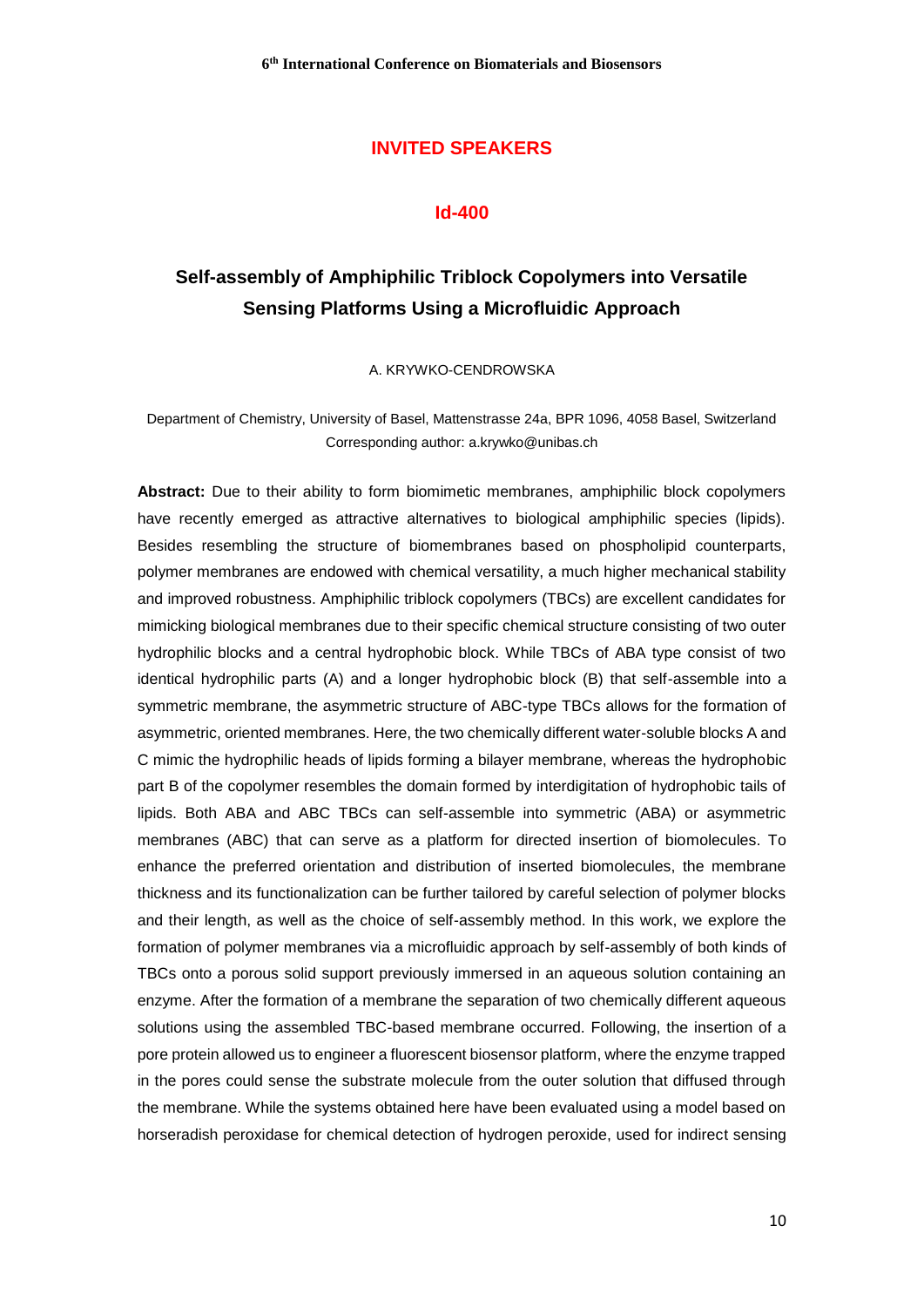## INVITED SPEAKERS

### Id-400

# Self-assembly of Amphiphilic Triblock Copolymers into Versatile Sensing Platforms Using a Microfluidic Approach

A. KRYWKO-CENDROWSKA

Department of Chemistry, University of Basel, Mattenstrasse 24a, BPR 1096, 4058 Basel, Switzerland
Corresponding author: a.krywko@unibas.ch

**Abstract:** Due to their ability to form biomimetic membranes, amphiphilic block copolymers have recently emerged as attractive alternatives to biological amphiphilic species (lipids). Besides resembling the structure of biomembranes based on phospholipid counterparts, polymer membranes are endowed with chemical versatility, a much higher mechanical stability and improved robustness. Amphiphilic triblock copolymers (TBCs) are excellent candidates for mimicking biological membranes due to their specific chemical structure consisting of two outer hydrophilic blocks and a central hydrophobic block. While TBCs of ABA type consist of two identical hydrophilic parts (A) and a longer hydrophobic block (B) that self-assemble into a symmetric membrane, the asymmetric structure of ABC-type TBCs allows for the formation of asymmetric, oriented membranes. Here, the two chemically different water-soluble blocks A and C mimic the hydrophilic heads of lipids forming a bilayer membrane, whereas the hydrophobic part B of the copolymer resembles the domain formed by interdigitation of hydrophobic tails of lipids. Both ABA and ABC TBCs can self-assemble into symmetric (ABA) or asymmetric membranes (ABC) that can serve as a platform for directed insertion of biomolecules. To enhance the preferred orientation and distribution of inserted biomolecules, the membrane thickness and its functionalization can be further tailored by careful selection of polymer blocks and their length, as well as the choice of self-assembly method. In this work, we explore the formation of polymer membranes via a microfluidic approach by self-assembly of both kinds of TBCs onto a porous solid support previously immersed in an aqueous solution containing an enzyme. After the formation of a membrane the separation of two chemically different aqueous solutions using the assembled TBC-based membrane occurred. Following, the insertion of a pore protein allowed us to engineer a fluorescent biosensor platform, where the enzyme trapped in the pores could sense the substrate molecule from the outer solution that diffused through the membrane. While the systems obtained here have been evaluated using a model based on horseradish peroxidase for chemical detection of hydrogen peroxide, used for indirect sensing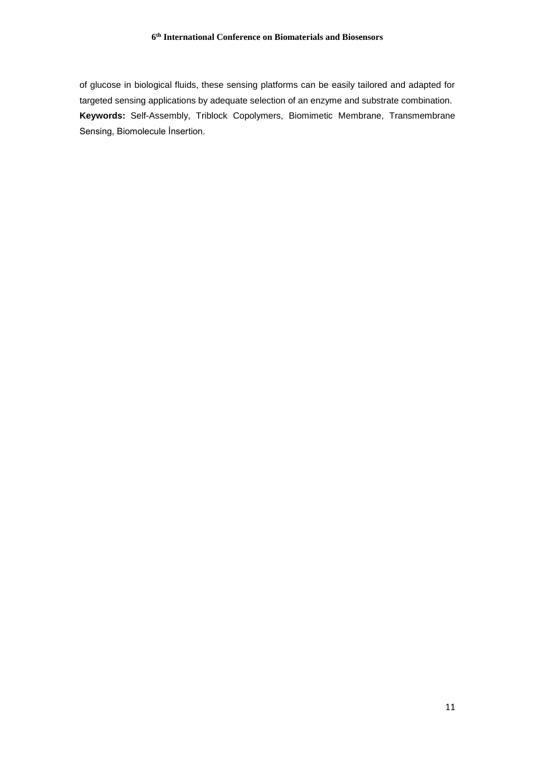of glucose in biological fluids, these sensing platforms can be easily tailored and adapted for targeted sensing applications by adequate selection of an enzyme and substrate combination.

**Keywords:** Self-Assembly, Triblock Copolymers, Biomimetic Membrane, Transmembrane Sensing, Biomolecule İnsertion.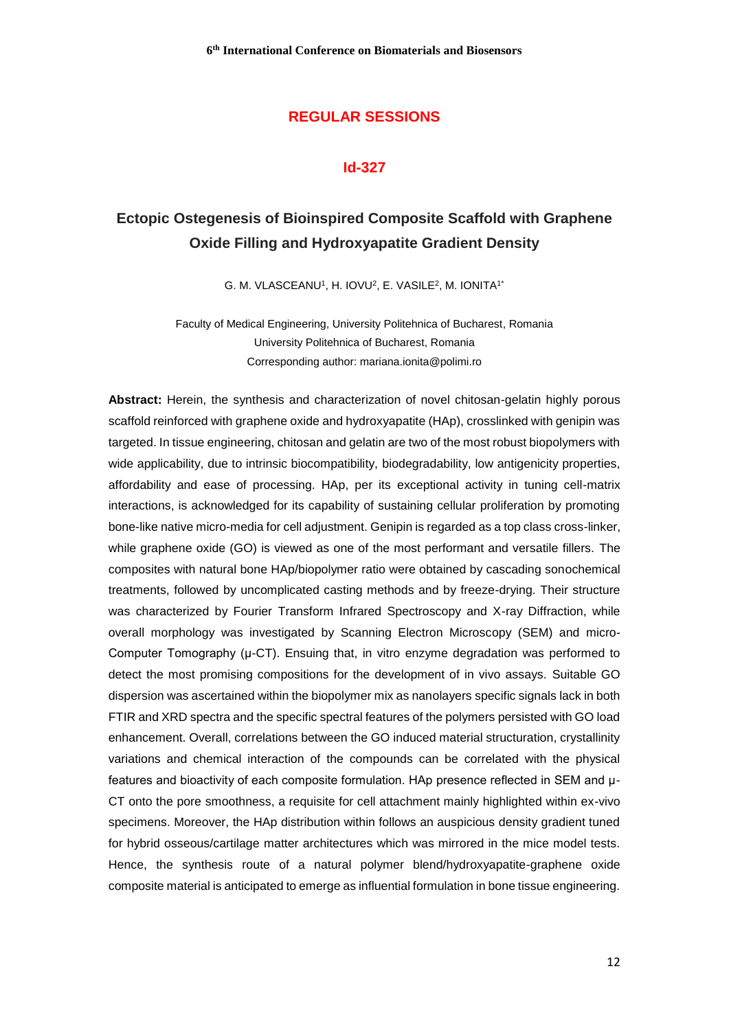## REGULAR SESSIONS

### Id-327

# Ectopic Ostegenesis of Bioinspired Composite Scaffold with Graphene Oxide Filling and Hydroxyapatite Gradient Density

G. M. VLASCEANU[1], H. IOVU[2], E. VASILE[2], M. IONITA[1*]

Faculty of Medical Engineering, University Politehnica of Bucharest, Romania
University Politehnica of Bucharest, Romania
Corresponding author: mariana.ionita@polimi.ro

**Abstract:** Herein, the synthesis and characterization of novel chitosan-gelatin highly porous scaffold reinforced with graphene oxide and hydroxyapatite (HAp), crosslinked with genipin was targeted. In tissue engineering, chitosan and gelatin are two of the most robust biopolymers with wide applicability, due to intrinsic biocompatibility, biodegradability, low antigenicity properties, affordability and ease of processing. HAp, per its exceptional activity in tuning cell-matrix interactions, is acknowledged for its capability of sustaining cellular proliferation by promoting bone-like native micro-media for cell adjustment. Genipin is regarded as a top class cross-linker, while graphene oxide (GO) is viewed as one of the most performant and versatile fillers. The composites with natural bone HAp/biopolymer ratio were obtained by cascading sonochemical treatments, followed by uncomplicated casting methods and by freeze-drying. Their structure was characterized by Fourier Transform Infrared Spectroscopy and X-ray Diffraction, while overall morphology was investigated by Scanning Electron Microscopy (SEM) and micro-Computer Tomography (μ-CT). Ensuing that, in vitro enzyme degradation was performed to detect the most promising compositions for the development of in vivo assays. Suitable GO dispersion was ascertained within the biopolymer mix as nanolayers specific signals lack in both FTIR and XRD spectra and the specific spectral features of the polymers persisted with GO load enhancement. Overall, correlations between the GO induced material structuration, crystallinity variations and chemical interaction of the compounds can be correlated with the physical features and bioactivity of each composite formulation. HAp presence reflected in SEM and μ-CT onto the pore smoothness, a requisite for cell attachment mainly highlighted within ex-vivo specimens. Moreover, the HAp distribution within follows an auspicious density gradient tuned for hybrid osseous/cartilage matter architectures which was mirrored in the mice model tests. Hence, the synthesis route of a natural polymer blend/hydroxyapatite-graphene oxide composite material is anticipated to emerge as influential formulation in bone tissue engineering.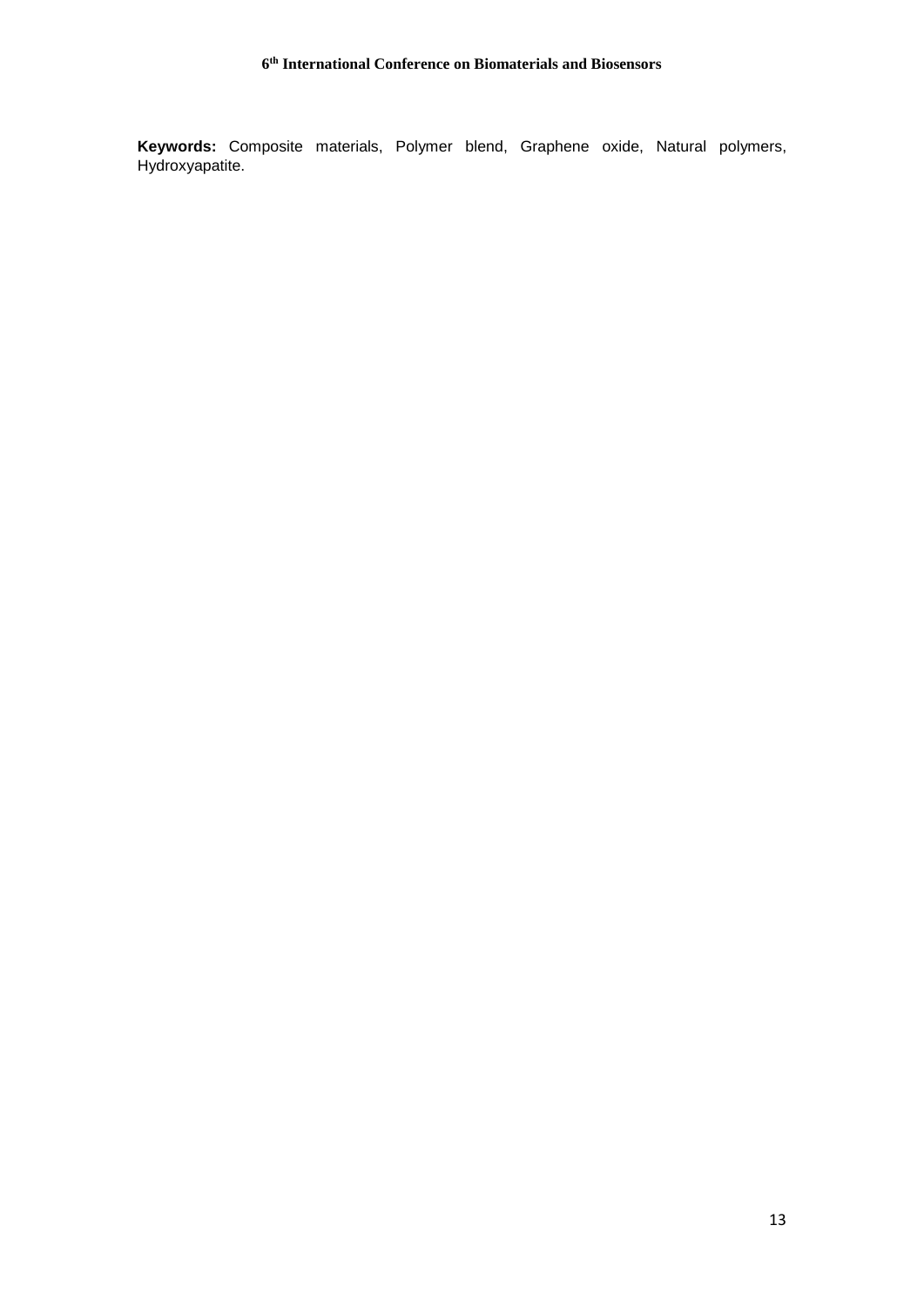**Keywords:** Composite materials, Polymer blend, Graphene oxide, Natural polymers, Hydroxyapatite.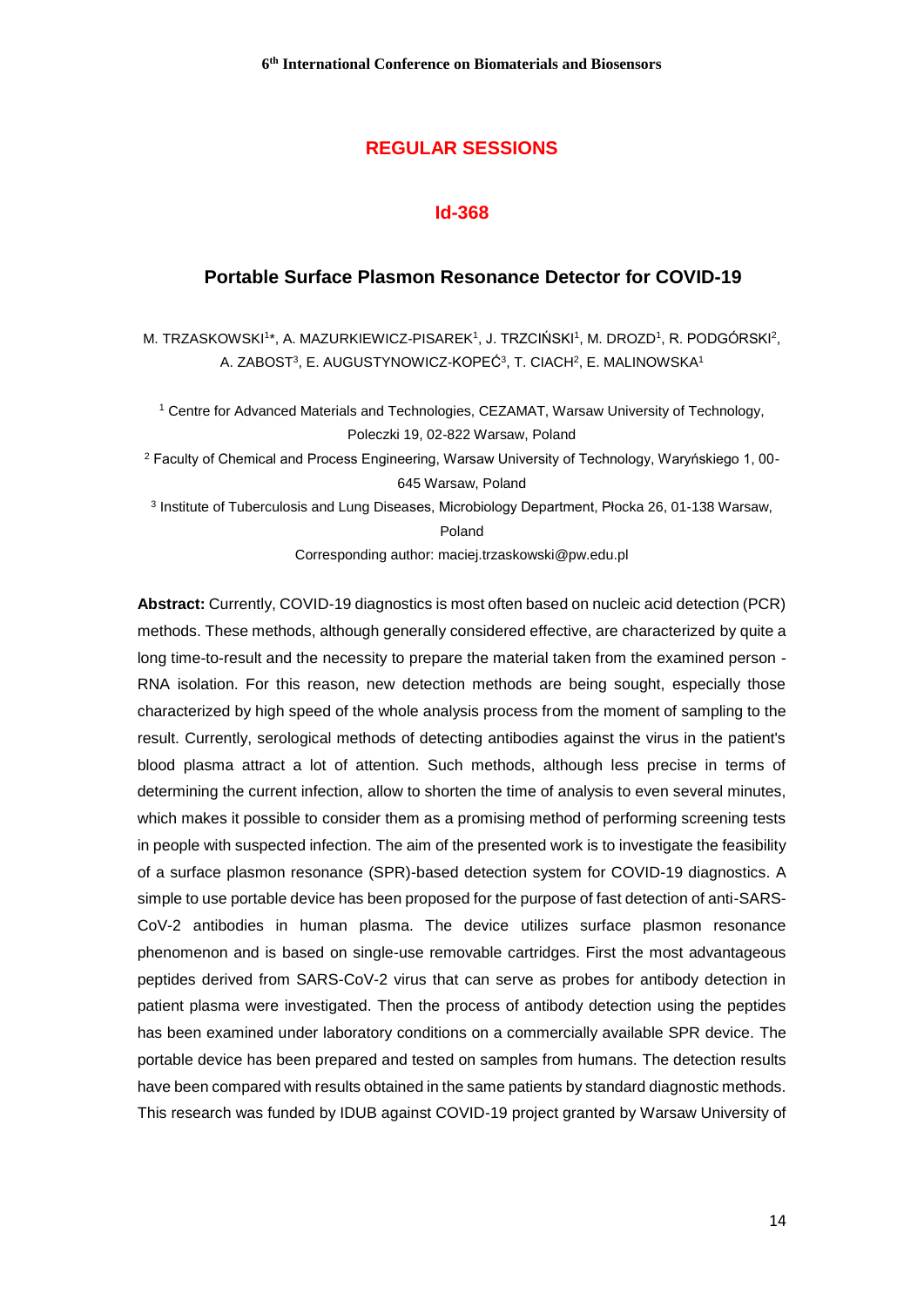## REGULAR SESSIONS

### Id-368

### Portable Surface Plasmon Resonance Detector for COVID-19

M. TRZASKOWSKI[1]*, A. MAZURKIEWICZ-PISAREK[1], J. TRZCIŃSKI[1], M. DROZD[1], R. PODGÓRSKI[2], A. ZABOST[3], E. AUGUSTYNOWICZ-KOPEĆ[3], T. CIACH[2], E. MALINOWSKA[1]

[1] Centre for Advanced Materials and Technologies, CEZAMAT, Warsaw University of Technology, Poleczki 19, 02-822 Warsaw, Poland

[2] Faculty of Chemical and Process Engineering, Warsaw University of Technology, Waryńskiego 1, 00-645 Warsaw, Poland

[3] Institute of Tuberculosis and Lung Diseases, Microbiology Department, Płocka 26, 01-138 Warsaw, Poland

Corresponding author: maciej.trzaskowski@pw.edu.pl

**Abstract:** Currently, COVID-19 diagnostics is most often based on nucleic acid detection (PCR) methods. These methods, although generally considered effective, are characterized by quite a long time-to-result and the necessity to prepare the material taken from the examined person - RNA isolation. For this reason, new detection methods are being sought, especially those characterized by high speed of the whole analysis process from the moment of sampling to the result. Currently, serological methods of detecting antibodies against the virus in the patient's blood plasma attract a lot of attention. Such methods, although less precise in terms of determining the current infection, allow to shorten the time of analysis to even several minutes, which makes it possible to consider them as a promising method of performing screening tests in people with suspected infection. The aim of the presented work is to investigate the feasibility of a surface plasmon resonance (SPR)-based detection system for COVID-19 diagnostics. A simple to use portable device has been proposed for the purpose of fast detection of anti-SARS-CoV-2 antibodies in human plasma. The device utilizes surface plasmon resonance phenomenon and is based on single-use removable cartridges. First the most advantageous peptides derived from SARS-CoV-2 virus that can serve as probes for antibody detection in patient plasma were investigated. Then the process of antibody detection using the peptides has been examined under laboratory conditions on a commercially available SPR device. The portable device has been prepared and tested on samples from humans. The detection results have been compared with results obtained in the same patients by standard diagnostic methods. This research was funded by IDUB against COVID-19 project granted by Warsaw University of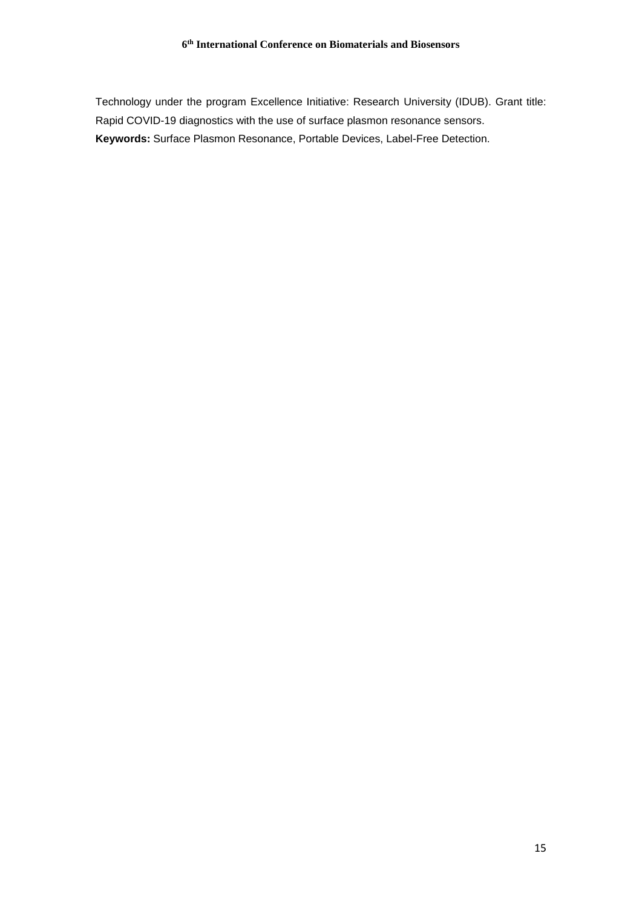Technology under the program Excellence Initiative: Research University (IDUB). Grant title: Rapid COVID-19 diagnostics with the use of surface plasmon resonance sensors.

**Keywords:** Surface Plasmon Resonance, Portable Devices, Label-Free Detection.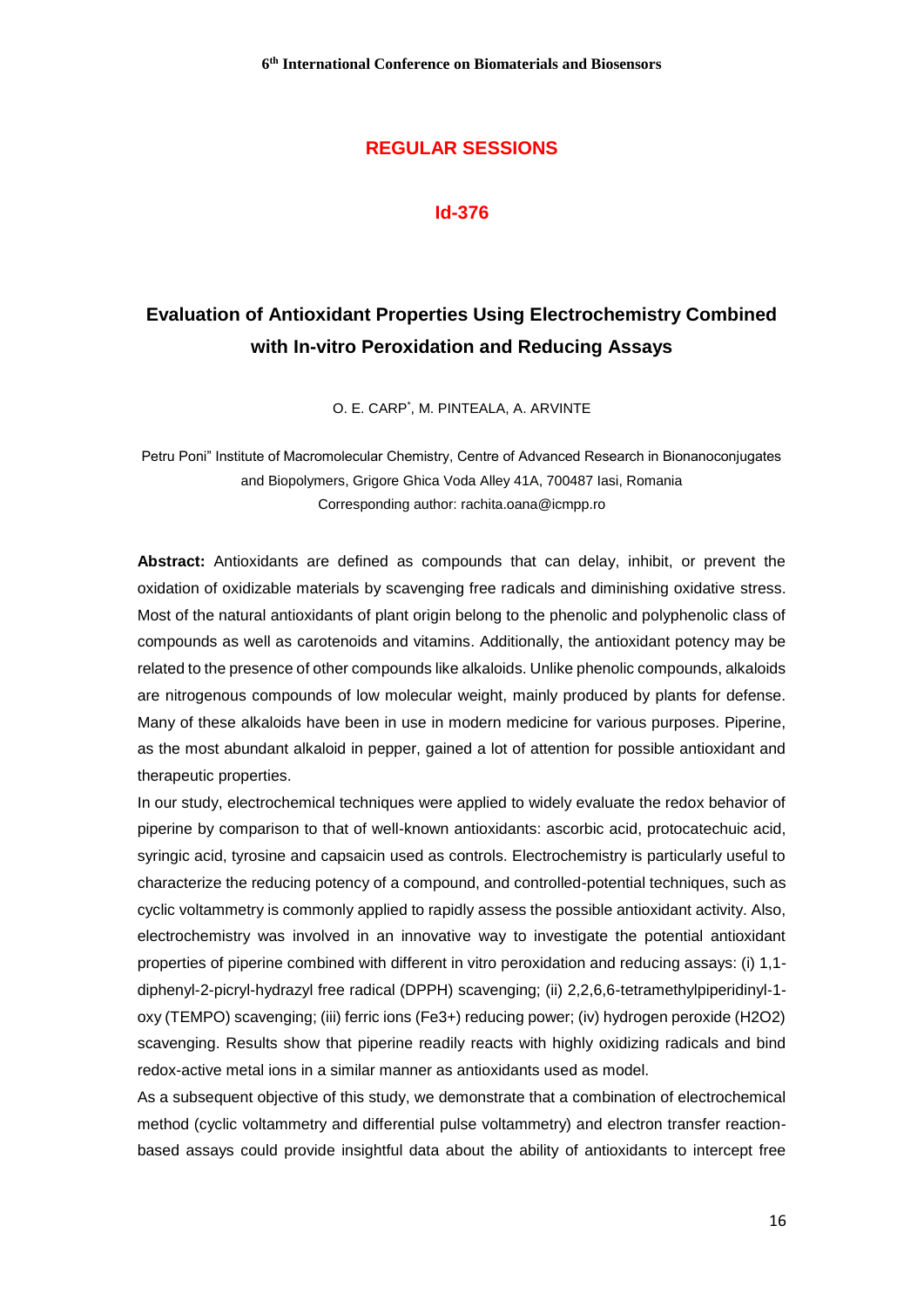## REGULAR SESSIONS

### Id-376

# Evaluation of Antioxidant Properties Using Electrochemistry Combined with In-vitro Peroxidation and Reducing Assays

O. E. CARP*, M. PINTEALA, A. ARVINTE

Petru Poni" Institute of Macromolecular Chemistry, Centre of Advanced Research in Bionanoconjugates and Biopolymers, Grigore Ghica Voda Alley 41A, 700487 Iasi, Romania
Corresponding author: rachita.oana@icmpp.ro

**Abstract:** Antioxidants are defined as compounds that can delay, inhibit, or prevent the oxidation of oxidizable materials by scavenging free radicals and diminishing oxidative stress. Most of the natural antioxidants of plant origin belong to the phenolic and polyphenolic class of compounds as well as carotenoids and vitamins. Additionally, the antioxidant potency may be related to the presence of other compounds like alkaloids. Unlike phenolic compounds, alkaloids are nitrogenous compounds of low molecular weight, mainly produced by plants for defense. Many of these alkaloids have been in use in modern medicine for various purposes. Piperine, as the most abundant alkaloid in pepper, gained a lot of attention for possible antioxidant and therapeutic properties.

In our study, electrochemical techniques were applied to widely evaluate the redox behavior of piperine by comparison to that of well-known antioxidants: ascorbic acid, protocatechuic acid, syringic acid, tyrosine and capsaicin used as controls. Electrochemistry is particularly useful to characterize the reducing potency of a compound, and controlled-potential techniques, such as cyclic voltammetry is commonly applied to rapidly assess the possible antioxidant activity. Also, electrochemistry was involved in an innovative way to investigate the potential antioxidant properties of piperine combined with different in vitro peroxidation and reducing assays: (i) 1,1-diphenyl-2-picryl-hydrazyl free radical (DPPH) scavenging; (ii) 2,2,6,6-tetramethylpiperidinyl-1-oxy (TEMPO) scavenging; (iii) ferric ions ($Fe^{3+}$) reducing power; (iv) hydrogen peroxide ($H_2O_2$) scavenging. Results show that piperine readily reacts with highly oxidizing radicals and bind redox-active metal ions in a similar manner as antioxidants used as model.

As a subsequent objective of this study, we demonstrate that a combination of electrochemical method (cyclic voltammetry and differential pulse voltammetry) and electron transfer reaction-based assays could provide insightful data about the ability of antioxidants to intercept free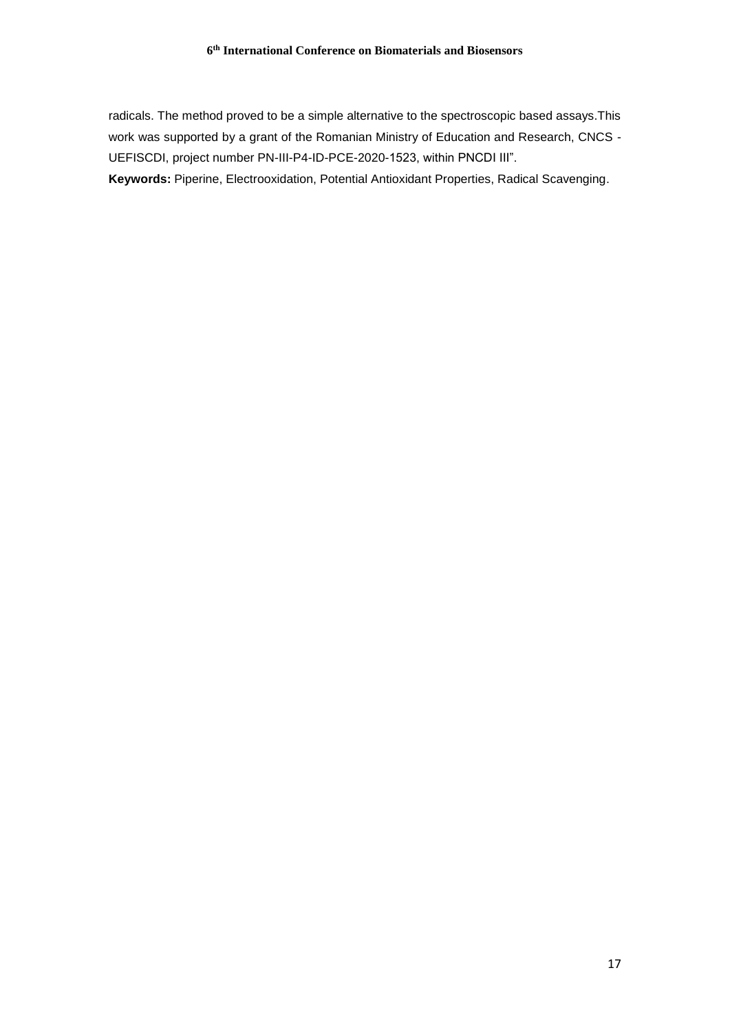radicals. The method proved to be a simple alternative to the spectroscopic based assays.This work was supported by a grant of the Romanian Ministry of Education and Research, CNCS - UEFISCDI, project number PN-III-P4-ID-PCE-2020-1523, within PNCDI III".

**Keywords:** Piperine, Electrooxidation, Potential Antioxidant Properties, Radical Scavenging.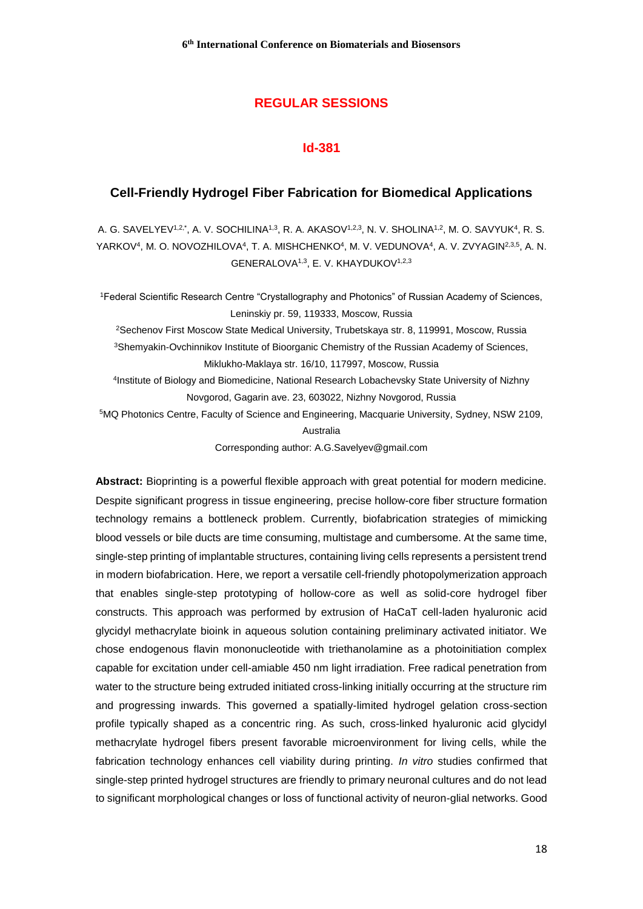## REGULAR SESSIONS

### Id-381

# Cell-Friendly Hydrogel Fiber Fabrication for Biomedical Applications

A. G. SAVELYEV[1,2,*], A. V. SOCHILINA[1,3], R. A. AKASOV[1,2,3], N. V. SHOLINA[1,2], M. O. SAVYUK[4], R. S. YARKOV[4], M. O. NOVOZHILOVA[4], T. A. MISHCHENKO[4], M. V. VEDUNOVA[4], A. V. ZVYAGIN[2,3,5], A. N. GENERALOVA[1,3], E. V. KHAYDUKOV[1,2,3]

[1]Federal Scientific Research Centre "Crystallography and Photonics" of Russian Academy of Sciences, Leninskiy pr. 59, 119333, Moscow, Russia

[2]Sechenov First Moscow State Medical University, Trubetskaya str. 8, 119991, Moscow, Russia

[3]Shemyakin-Ovchinnikov Institute of Bioorganic Chemistry of the Russian Academy of Sciences, Miklukho-Maklaya str. 16/10, 117997, Moscow, Russia

[4]Institute of Biology and Biomedicine, National Research Lobachevsky State University of Nizhny Novgorod, Gagarin ave. 23, 603022, Nizhny Novgorod, Russia

[5]MQ Photonics Centre, Faculty of Science and Engineering, Macquarie University, Sydney, NSW 2109, Australia

Corresponding author: A.G.Savelyev@gmail.com

**Abstract:** Bioprinting is a powerful flexible approach with great potential for modern medicine. Despite significant progress in tissue engineering, precise hollow-core fiber structure formation technology remains a bottleneck problem. Currently, biofabrication strategies of mimicking blood vessels or bile ducts are time consuming, multistage and cumbersome. At the same time, single-step printing of implantable structures, containing living cells represents a persistent trend in modern biofabrication. Here, we report a versatile cell-friendly photopolymerization approach that enables single-step prototyping of hollow-core as well as solid-core hydrogel fiber constructs. This approach was performed by extrusion of HaCaT cell-laden hyaluronic acid glycidyl methacrylate bioink in aqueous solution containing preliminary activated initiator. We chose endogenous flavin mononucleotide with triethanolamine as a photoinitiation complex capable for excitation under cell-amiable 450 nm light irradiation. Free radical penetration from water to the structure being extruded initiated cross-linking initially occurring at the structure rim and progressing inwards. This governed a spatially-limited hydrogel gelation cross-section profile typically shaped as a concentric ring. As such, cross-linked hyaluronic acid glycidyl methacrylate hydrogel fibers present favorable microenvironment for living cells, while the fabrication technology enhances cell viability during printing. *In vitro* studies confirmed that single-step printed hydrogel structures are friendly to primary neuronal cultures and do not lead to significant morphological changes or loss of functional activity of neuron-glial networks. Good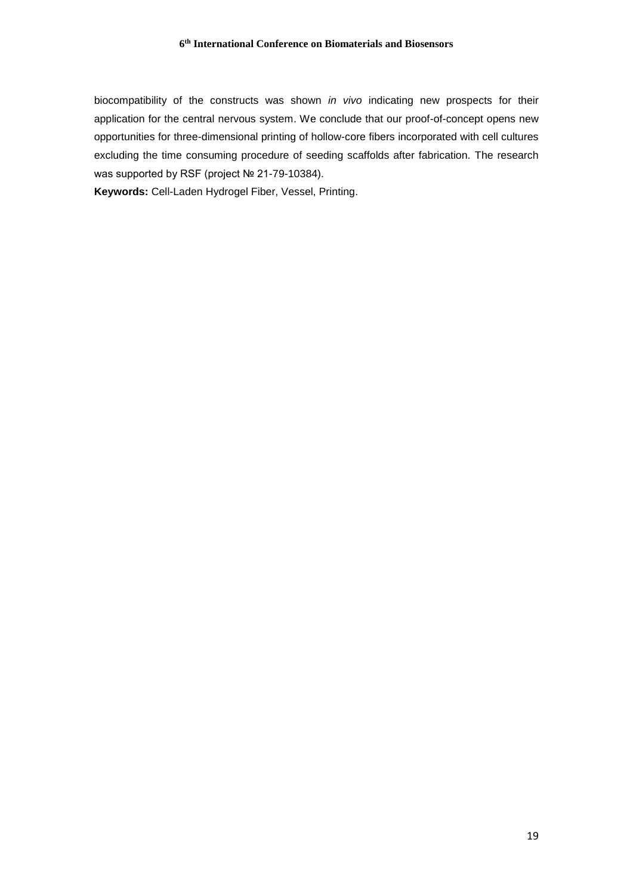biocompatibility of the constructs was shown *in vivo* indicating new prospects for their application for the central nervous system. We conclude that our proof-of-concept opens new opportunities for three-dimensional printing of hollow-core fibers incorporated with cell cultures excluding the time consuming procedure of seeding scaffolds after fabrication. The research was supported by RSF (project № 21-79-10384).

**Keywords:** Cell-Laden Hydrogel Fiber, Vessel, Printing.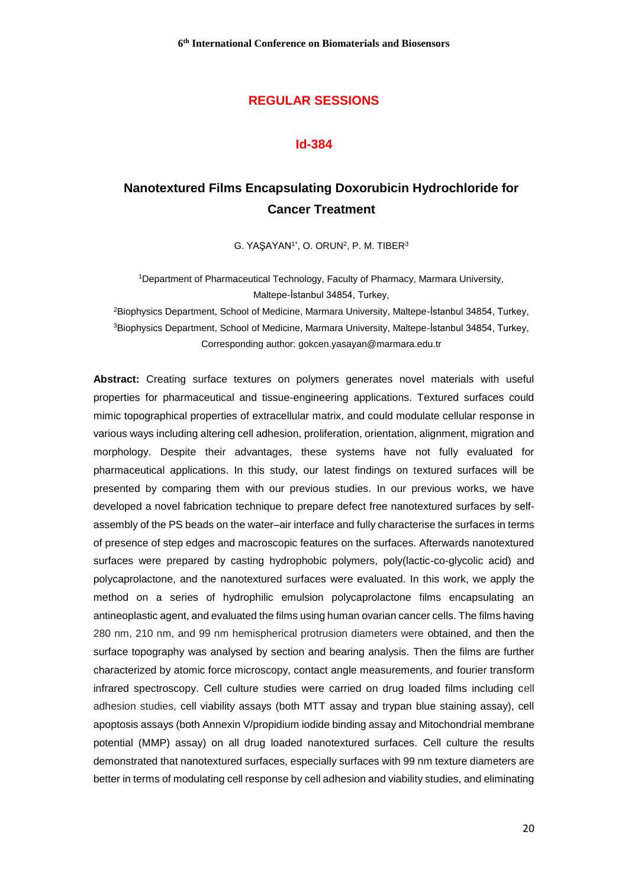## REGULAR SESSIONS

### Id-384

# Nanotextured Films Encapsulating Doxorubicin Hydrochloride for Cancer Treatment

G. YAŞAYAN[1*], O. ORUN[2], P. M. TIBER[3]

[1]Department of Pharmaceutical Technology, Faculty of Pharmacy, Marmara University, Maltepe-İstanbul 34854, Turkey,

[2]Biophysics Department, School of Medicine, Marmara University, Maltepe-İstanbul 34854, Turkey,

[3]Biophysics Department, School of Medicine, Marmara University, Maltepe-İstanbul 34854, Turkey,

Corresponding author: gokcen.yasayan@marmara.edu.tr

**Abstract:** Creating surface textures on polymers generates novel materials with useful properties for pharmaceutical and tissue-engineering applications. Textured surfaces could mimic topographical properties of extracellular matrix, and could modulate cellular response in various ways including altering cell adhesion, proliferation, orientation, alignment, migration and morphology. Despite their advantages, these systems have not fully evaluated for pharmaceutical applications. In this study, our latest findings on textured surfaces will be presented by comparing them with our previous studies. In our previous works, we have developed a novel fabrication technique to prepare defect free nanotextured surfaces by self-assembly of the PS beads on the water–air interface and fully characterise the surfaces in terms of presence of step edges and macroscopic features on the surfaces. Afterwards nanotextured surfaces were prepared by casting hydrophobic polymers, poly(lactic-co-glycolic acid) and polycaprolactone, and the nanotextured surfaces were evaluated. In this work, we apply the method on a series of hydrophilic emulsion polycaprolactone films encapsulating an antineoplastic agent, and evaluated the films using human ovarian cancer cells. The films having 280 nm, 210 nm, and 99 nm hemispherical protrusion diameters were obtained, and then the surface topography was analysed by section and bearing analysis. Then the films are further characterized by atomic force microscopy, contact angle measurements, and fourier transform infrared spectroscopy. Cell culture studies were carried on drug loaded films including cell adhesion studies, cell viability assays (both MTT assay and trypan blue staining assay), cell apoptosis assays (both Annexin V/propidium iodide binding assay and Mitochondrial membrane potential (MMP) assay) on all drug loaded nanotextured surfaces. Cell culture the results demonstrated that nanotextured surfaces, especially surfaces with 99 nm texture diameters are better in terms of modulating cell response by cell adhesion and viability studies, and eliminating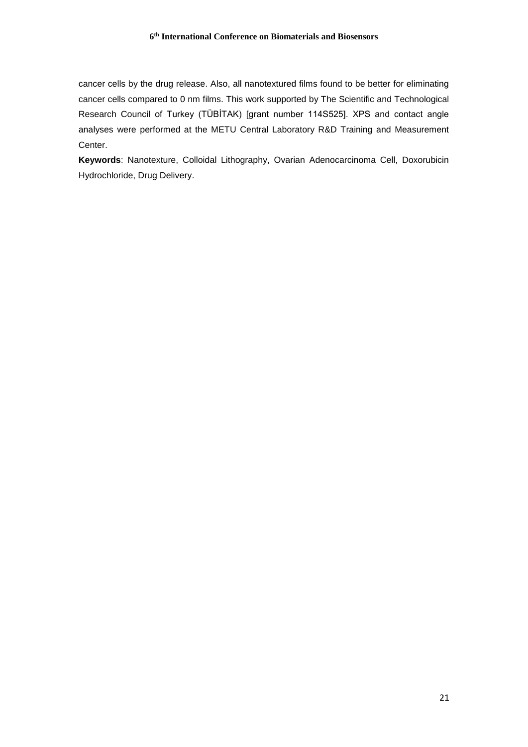cancer cells by the drug release. Also, all nanotextured films found to be better for eliminating cancer cells compared to 0 nm films. This work supported by The Scientific and Technological Research Council of Turkey (TÜBİTAK) [grant number 114S525]. XPS and contact angle analyses were performed at the METU Central Laboratory R&D Training and Measurement Center.

**Keywords**: Nanotexture, Colloidal Lithography, Ovarian Adenocarcinoma Cell, Doxorubicin Hydrochloride, Drug Delivery.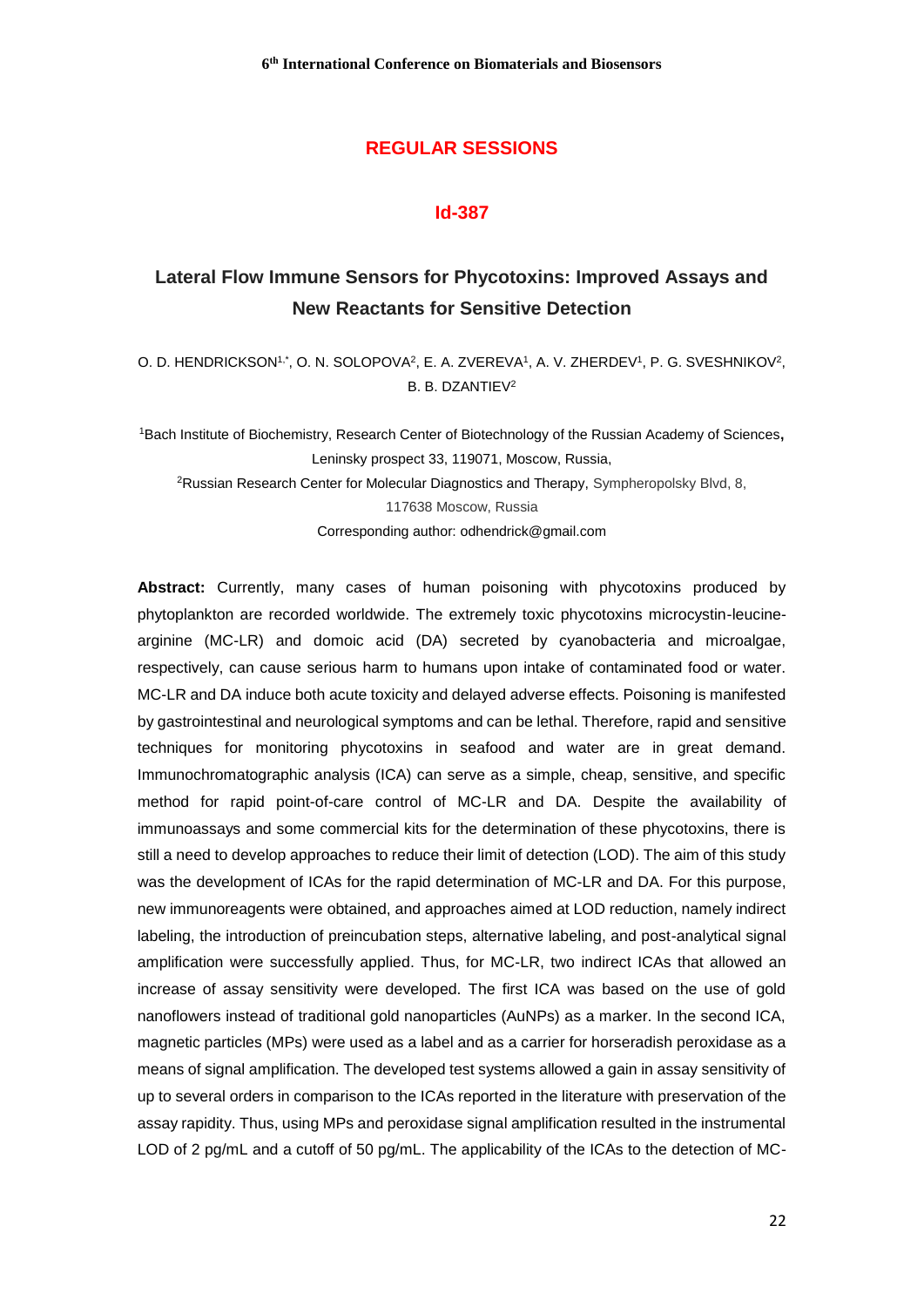## REGULAR SESSIONS

### Id-387

# Lateral Flow Immune Sensors for Phycotoxins: Improved Assays and New Reactants for Sensitive Detection

O. D. HENDRICKSON[1,*], O. N. SOLOPOVA[2], E. A. ZVEREVA[1], A. V. ZHERDEV[1], P. G. SVESHNIKOV[2], B. B. DZANTIEV[2]

[1]Bach Institute of Biochemistry, Research Center of Biotechnology of the Russian Academy of Sciences, Leninsky prospect 33, 119071, Moscow, Russia,

[2]Russian Research Center for Molecular Diagnostics and Therapy, Sympheropolsky Blvd, 8, 117638 Moscow, Russia

Corresponding author: odhendrick@gmail.com

**Abstract:** Currently, many cases of human poisoning with phycotoxins produced by phytoplankton are recorded worldwide. The extremely toxic phycotoxins microcystin-leucine-arginine (MC-LR) and domoic acid (DA) secreted by cyanobacteria and microalgae, respectively, can cause serious harm to humans upon intake of contaminated food or water. MC-LR and DA induce both acute toxicity and delayed adverse effects. Poisoning is manifested by gastrointestinal and neurological symptoms and can be lethal. Therefore, rapid and sensitive techniques for monitoring phycotoxins in seafood and water are in great demand. Immunochromatographic analysis (ICA) can serve as a simple, cheap, sensitive, and specific method for rapid point-of-care control of MC-LR and DA. Despite the availability of immunoassays and some commercial kits for the determination of these phycotoxins, there is still a need to develop approaches to reduce their limit of detection (LOD). The aim of this study was the development of ICAs for the rapid determination of MC-LR and DA. For this purpose, new immunoreagents were obtained, and approaches aimed at LOD reduction, namely indirect labeling, the introduction of preincubation steps, alternative labeling, and post-analytical signal amplification were successfully applied. Thus, for MC-LR, two indirect ICAs that allowed an increase of assay sensitivity were developed. The first ICA was based on the use of gold nanoflowers instead of traditional gold nanoparticles (AuNPs) as a marker. In the second ICA, magnetic particles (MPs) were used as a label and as a carrier for horseradish peroxidase as a means of signal amplification. The developed test systems allowed a gain in assay sensitivity of up to several orders in comparison to the ICAs reported in the literature with preservation of the assay rapidity. Thus, using MPs and peroxidase signal amplification resulted in the instrumental LOD of 2 pg/mL and a cutoff of 50 pg/mL. The applicability of the ICAs to the detection of MC-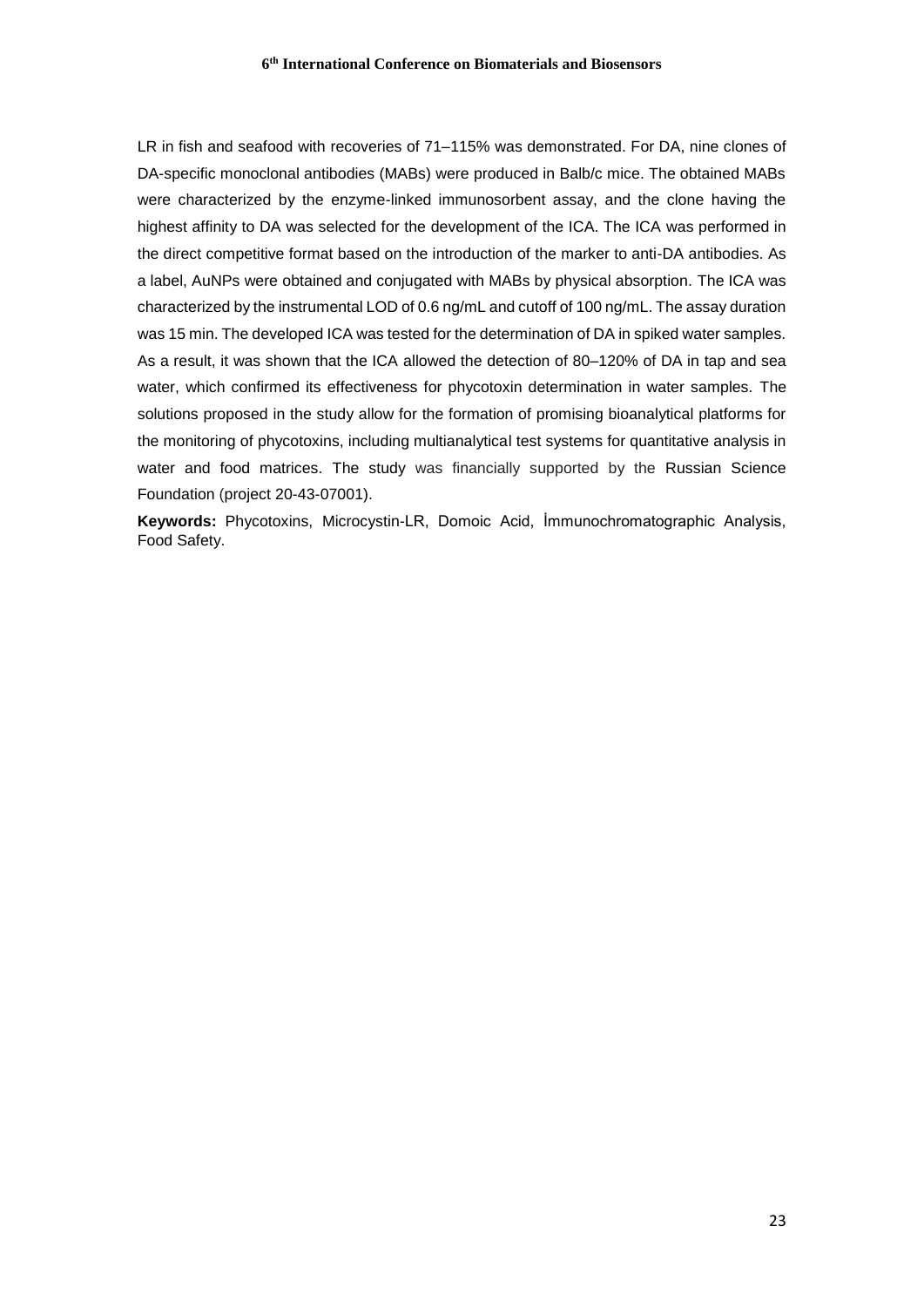LR in fish and seafood with recoveries of 71–115% was demonstrated. For DA, nine clones of DA-specific monoclonal antibodies (MABs) were produced in Balb/c mice. The obtained MABs were characterized by the enzyme-linked immunosorbent assay, and the clone having the highest affinity to DA was selected for the development of the ICA. The ICA was performed in the direct competitive format based on the introduction of the marker to anti-DA antibodies. As a label, AuNPs were obtained and conjugated with MABs by physical absorption. The ICA was characterized by the instrumental LOD of 0.6 ng/mL and cutoff of 100 ng/mL. The assay duration was 15 min. The developed ICA was tested for the determination of DA in spiked water samples. As a result, it was shown that the ICA allowed the detection of 80–120% of DA in tap and sea water, which confirmed its effectiveness for phycotoxin determination in water samples. The solutions proposed in the study allow for the formation of promising bioanalytical platforms for the monitoring of phycotoxins, including multianalytical test systems for quantitative analysis in water and food matrices. The study was financially supported by the Russian Science Foundation (project 20-43-07001).

**Keywords:** Phycotoxins, Microcystin-LR, Domoic Acid, İmmunochromatographic Analysis, Food Safety.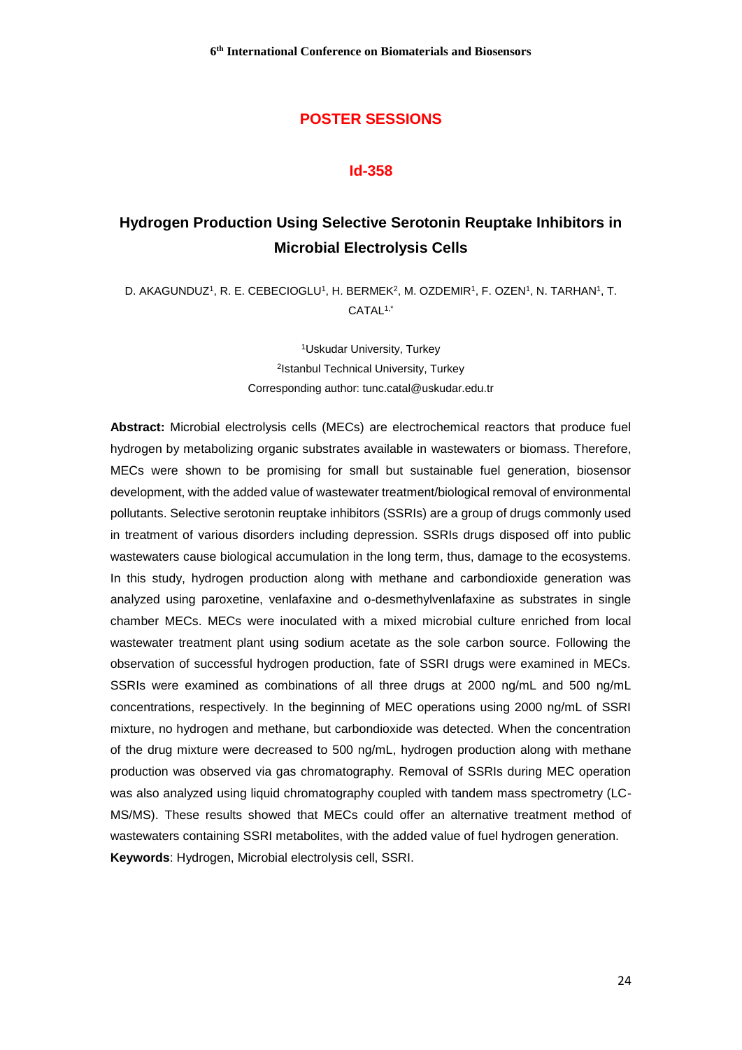## POSTER SESSIONS

### Id-358

# Hydrogen Production Using Selective Serotonin Reuptake Inhibitors in Microbial Electrolysis Cells

D. AKAGUNDUZ[1], R. E. CEBECIOGLU[1], H. BERMEK[2], M. OZDEMIR[1], F. OZEN[1], N. TARHAN[1], T. CATAL[1,*]

[1]Uskudar University, Turkey
[2]Istanbul Technical University, Turkey
Corresponding author: tunc.catal@uskudar.edu.tr

**Abstract:** Microbial electrolysis cells (MECs) are electrochemical reactors that produce fuel hydrogen by metabolizing organic substrates available in wastewaters or biomass. Therefore, MECs were shown to be promising for small but sustainable fuel generation, biosensor development, with the added value of wastewater treatment/biological removal of environmental pollutants. Selective serotonin reuptake inhibitors (SSRIs) are a group of drugs commonly used in treatment of various disorders including depression. SSRIs drugs disposed off into public wastewaters cause biological accumulation in the long term, thus, damage to the ecosystems. In this study, hydrogen production along with methane and carbondioxide generation was analyzed using paroxetine, venlafaxine and o-desmethylvenlafaxine as substrates in single chamber MECs. MECs were inoculated with a mixed microbial culture enriched from local wastewater treatment plant using sodium acetate as the sole carbon source. Following the observation of successful hydrogen production, fate of SSRI drugs were examined in MECs. SSRIs were examined as combinations of all three drugs at 2000 ng/mL and 500 ng/mL concentrations, respectively. In the beginning of MEC operations using 2000 ng/mL of SSRI mixture, no hydrogen and methane, but carbondioxide was detected. When the concentration of the drug mixture were decreased to 500 ng/mL, hydrogen production along with methane production was observed via gas chromatography. Removal of SSRIs during MEC operation was also analyzed using liquid chromatography coupled with tandem mass spectrometry (LC-MS/MS). These results showed that MECs could offer an alternative treatment method of wastewaters containing SSRI metabolites, with the added value of fuel hydrogen generation.

**Keywords**: Hydrogen, Microbial electrolysis cell, SSRI.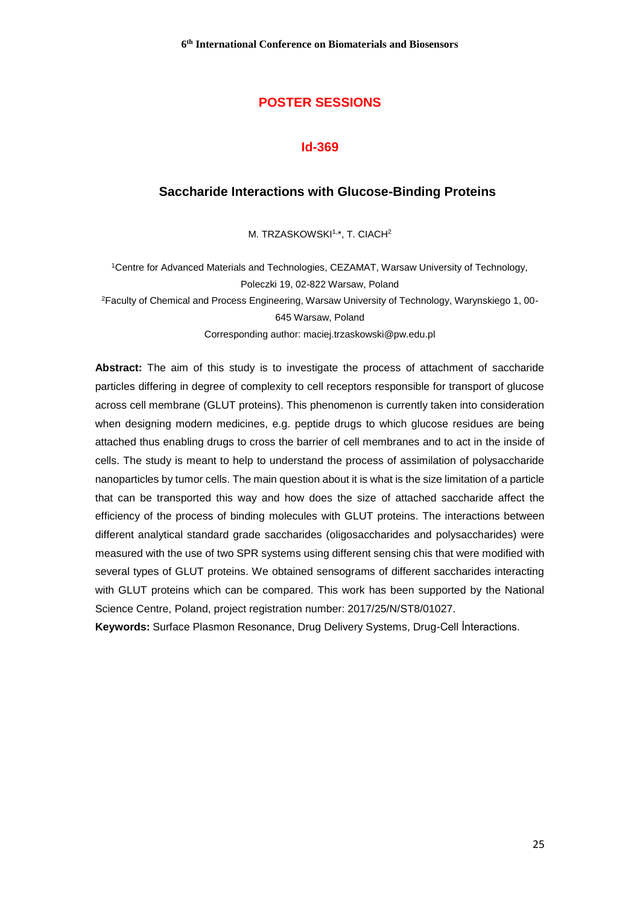## POSTER SESSIONS

### Id-369

# Saccharide Interactions with Glucose-Binding Proteins

M. TRZASKOWSKI[1,*], T. CIACH[2]

[1]Centre for Advanced Materials and Technologies, CEZAMAT, Warsaw University of Technology, Poleczki 19, 02-822 Warsaw, Poland

[2]Faculty of Chemical and Process Engineering, Warsaw University of Technology, Warynskiego 1, 00-645 Warsaw, Poland

Corresponding author: maciej.trzaskowski@pw.edu.pl

**Abstract:** The aim of this study is to investigate the process of attachment of saccharide particles differing in degree of complexity to cell receptors responsible for transport of glucose across cell membrane (GLUT proteins). This phenomenon is currently taken into consideration when designing modern medicines, e.g. peptide drugs to which glucose residues are being attached thus enabling drugs to cross the barrier of cell membranes and to act in the inside of cells. The study is meant to help to understand the process of assimilation of polysaccharide nanoparticles by tumor cells. The main question about it is what is the size limitation of a particle that can be transported this way and how does the size of attached saccharide affect the efficiency of the process of binding molecules with GLUT proteins. The interactions between different analytical standard grade saccharides (oligosaccharides and polysaccharides) were measured with the use of two SPR systems using different sensing chis that were modified with several types of GLUT proteins. We obtained sensograms of different saccharides interacting with GLUT proteins which can be compared. This work has been supported by the National Science Centre, Poland, project registration number: 2017/25/N/ST8/01027.

**Keywords:** Surface Plasmon Resonance, Drug Delivery Systems, Drug-Cell İnteractions.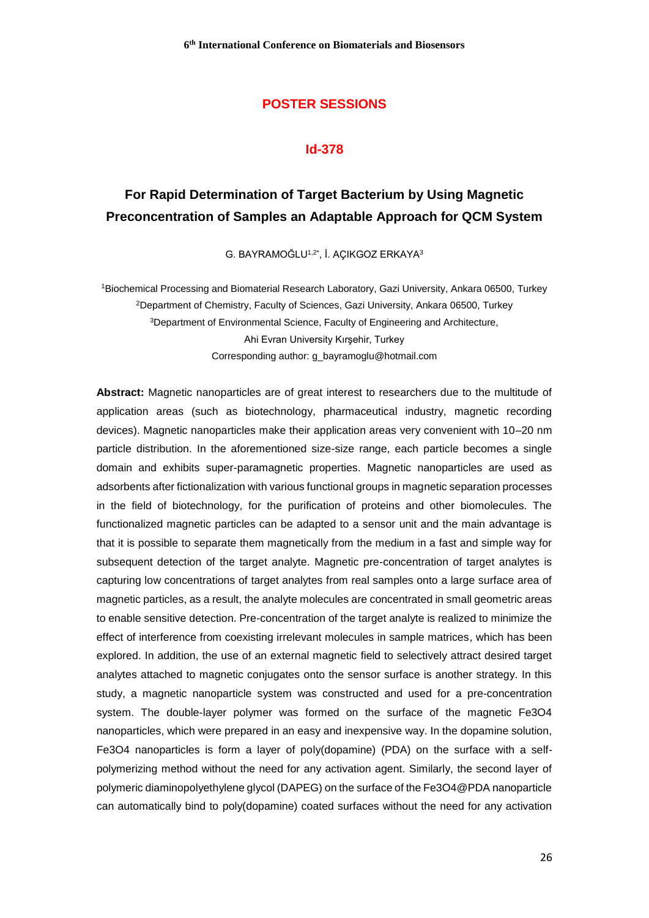## POSTER SESSIONS

### Id-378

# For Rapid Determination of Target Bacterium by Using Magnetic Preconcentration of Samples an Adaptable Approach for QCM System

G. BAYRAMOĞLU[1,2*], İ. AÇIKGOZ ERKAYA[3]

[1]Biochemical Processing and Biomaterial Research Laboratory, Gazi University, Ankara 06500, Turkey
[2]Department of Chemistry, Faculty of Sciences, Gazi University, Ankara 06500, Turkey
[3]Department of Environmental Science, Faculty of Engineering and Architecture, Ahi Evran University Kırşehir, Turkey
Corresponding author: g_bayramoglu@hotmail.com

**Abstract:** Magnetic nanoparticles are of great interest to researchers due to the multitude of application areas (such as biotechnology, pharmaceutical industry, magnetic recording devices). Magnetic nanoparticles make their application areas very convenient with 10–20 nm particle distribution. In the aforementioned size-size range, each particle becomes a single domain and exhibits super-paramagnetic properties. Magnetic nanoparticles are used as adsorbents after fictionalization with various functional groups in magnetic separation processes in the field of biotechnology, for the purification of proteins and other biomolecules. The functionalized magnetic particles can be adapted to a sensor unit and the main advantage is that it is possible to separate them magnetically from the medium in a fast and simple way for subsequent detection of the target analyte. Magnetic pre-concentration of target analytes is capturing low concentrations of target analytes from real samples onto a large surface area of magnetic particles, as a result, the analyte molecules are concentrated in small geometric areas to enable sensitive detection. Pre-concentration of the target analyte is realized to minimize the effect of interference from coexisting irrelevant molecules in sample matrices, which has been explored. In addition, the use of an external magnetic field to selectively attract desired target analytes attached to magnetic conjugates onto the sensor surface is another strategy. In this study, a magnetic nanoparticle system was constructed and used for a pre-concentration system. The double-layer polymer was formed on the surface of the magnetic $Fe_3O_4$ nanoparticles, which were prepared in an easy and inexpensive way. In the dopamine solution, $Fe_3O_4$ nanoparticles is form a layer of poly(dopamine) (PDA) on the surface with a self-polymerizing method without the need for any activation agent. Similarly, the second layer of polymeric diaminopolyethylene glycol (DAPEG) on the surface of the $Fe_3O_4$@PDA nanoparticle can automatically bind to poly(dopamine) coated surfaces without the need for any activation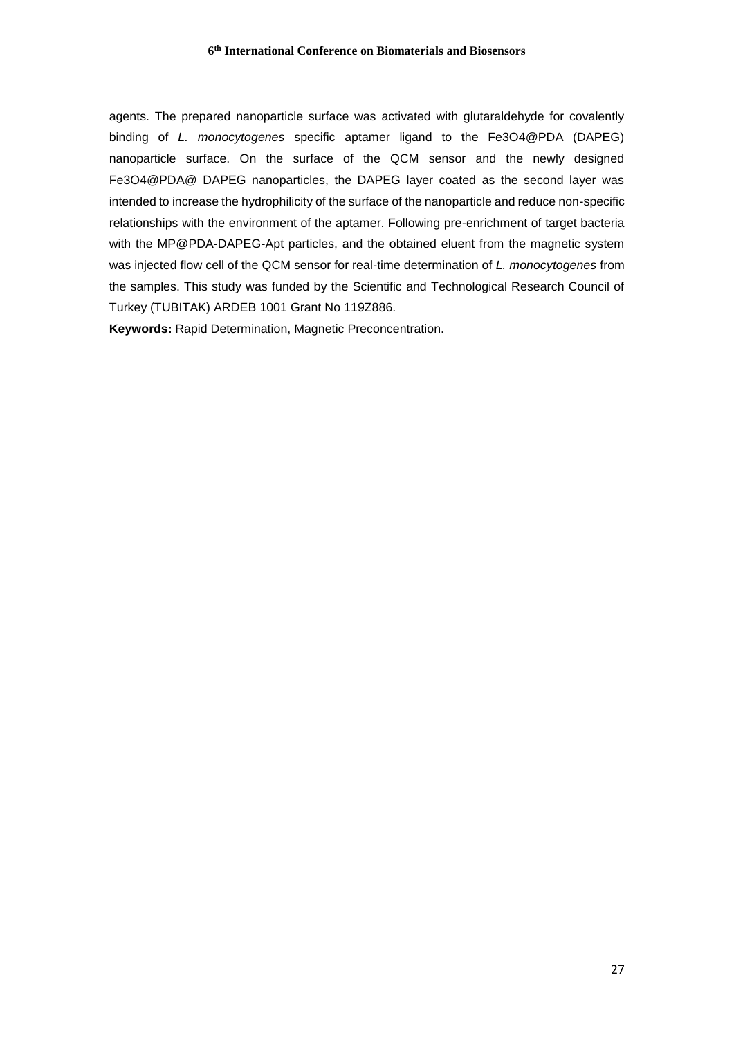agents. The prepared nanoparticle surface was activated with glutaraldehyde for covalently binding of *L. monocytogenes* specific aptamer ligand to the $Fe_3O_4$@PDA (DAPEG) nanoparticle surface. On the surface of the QCM sensor and the newly designed $Fe_3O_4$@PDA@ DAPEG nanoparticles, the DAPEG layer coated as the second layer was intended to increase the hydrophilicity of the surface of the nanoparticle and reduce non-specific relationships with the environment of the aptamer. Following pre-enrichment of target bacteria with the MP@PDA-DAPEG-Apt particles, and the obtained eluent from the magnetic system was injected flow cell of the QCM sensor for real-time determination of *L. monocytogenes* from the samples. This study was funded by the Scientific and Technological Research Council of Turkey (TUBITAK) ARDEB 1001 Grant No 119Z886.

**Keywords:** Rapid Determination, Magnetic Preconcentration.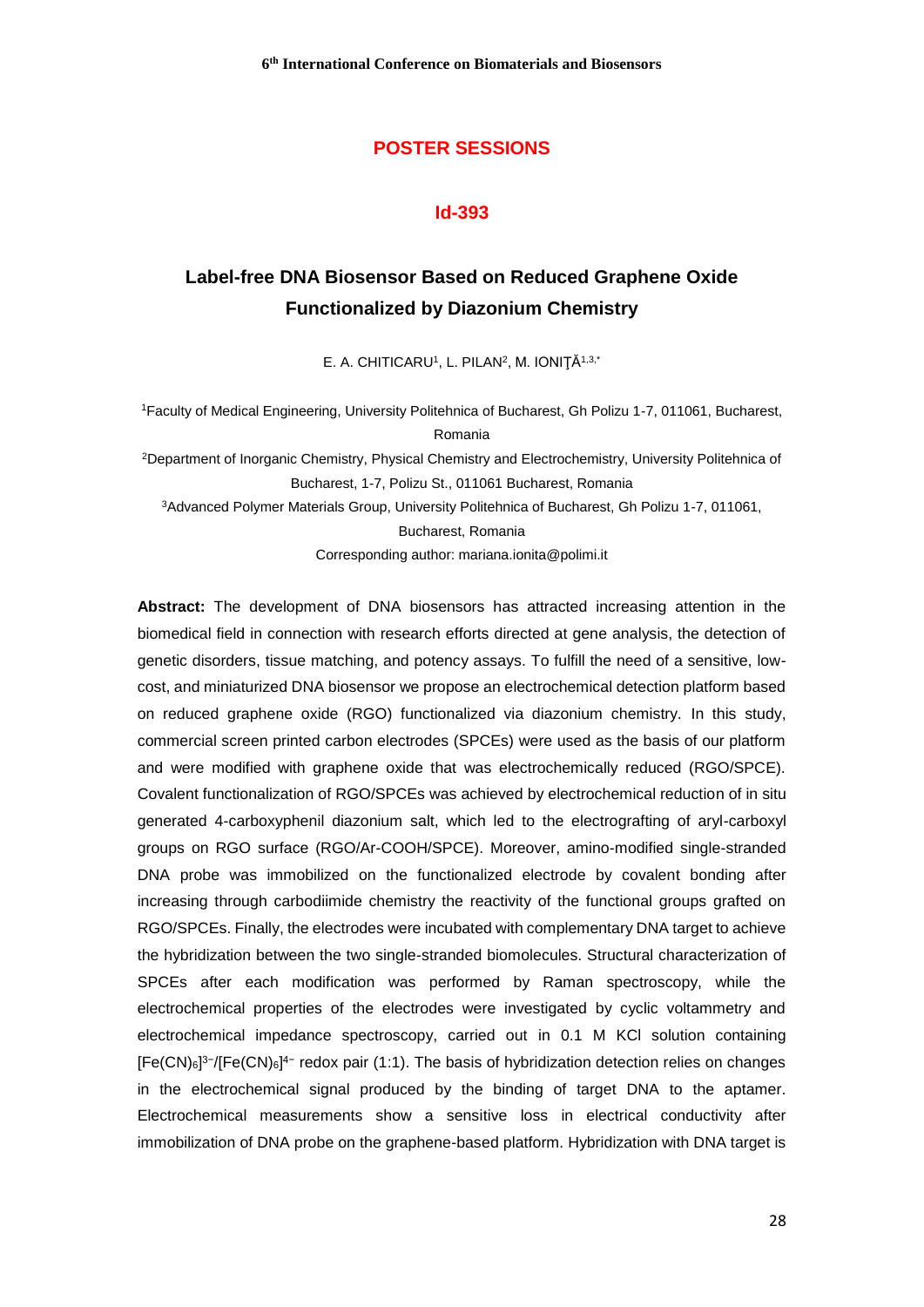## POSTER SESSIONS

### Id-393

# Label-free DNA Biosensor Based on Reduced Graphene Oxide Functionalized by Diazonium Chemistry

E. A. CHITICARU[1], L. PILAN[2], M. IONIŢĂ[1,3,*]

[1]Faculty of Medical Engineering, University Politehnica of Bucharest, Gh Polizu 1-7, 011061, Bucharest, Romania

[2]Department of Inorganic Chemistry, Physical Chemistry and Electrochemistry, University Politehnica of Bucharest, 1-7, Polizu St., 011061 Bucharest, Romania

[3]Advanced Polymer Materials Group, University Politehnica of Bucharest, Gh Polizu 1-7, 011061, Bucharest, Romania

Corresponding author: mariana.ionita@polimi.it

**Abstract:** The development of DNA biosensors has attracted increasing attention in the biomedical field in connection with research efforts directed at gene analysis, the detection of genetic disorders, tissue matching, and potency assays. To fulfill the need of a sensitive, low-cost, and miniaturized DNA biosensor we propose an electrochemical detection platform based on reduced graphene oxide (RGO) functionalized via diazonium chemistry. In this study, commercial screen printed carbon electrodes (SPCEs) were used as the basis of our platform and were modified with graphene oxide that was electrochemically reduced (RGO/SPCE). Covalent functionalization of RGO/SPCEs was achieved by electrochemical reduction of in situ generated 4-carboxyphenil diazonium salt, which led to the electrografting of aryl-carboxyl groups on RGO surface (RGO/Ar-COOH/SPCE). Moreover, amino-modified single-stranded DNA probe was immobilized on the functionalized electrode by covalent bonding after increasing through carbodiimide chemistry the reactivity of the functional groups grafted on RGO/SPCEs. Finally, the electrodes were incubated with complementary DNA target to achieve the hybridization between the two single-stranded biomolecules. Structural characterization of SPCEs after each modification was performed by Raman spectroscopy, while the electrochemical properties of the electrodes were investigated by cyclic voltammetry and electrochemical impedance spectroscopy, carried out in 0.1 M KCl solution containing $[Fe(CN)_6]^{3-}/[Fe(CN)_6]^{4-}$ redox pair (1:1). The basis of hybridization detection relies on changes in the electrochemical signal produced by the binding of target DNA to the aptamer. Electrochemical measurements show a sensitive loss in electrical conductivity after immobilization of DNA probe on the graphene-based platform. Hybridization with DNA target is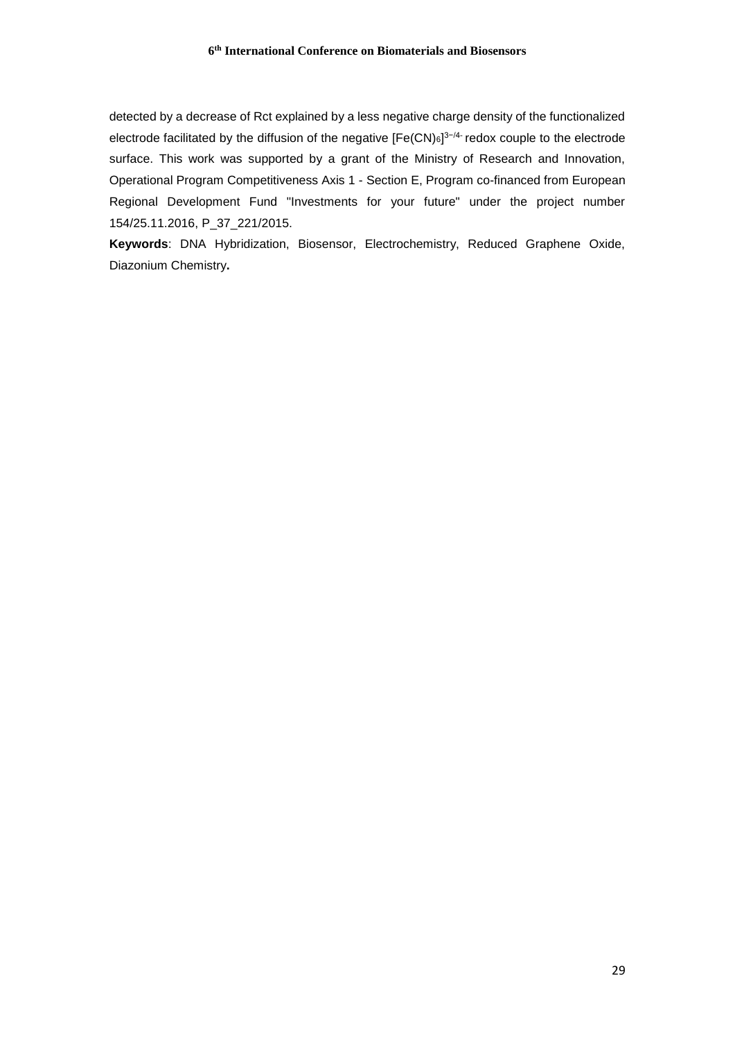detected by a decrease of Rct explained by a less negative charge density of the functionalized electrode facilitated by the diffusion of the negative $[Fe(CN)_6]^{3-/4-}$ redox couple to the electrode surface. This work was supported by a grant of the Ministry of Research and Innovation, Operational Program Competitiveness Axis 1 - Section E, Program co-financed from European Regional Development Fund "Investments for your future" under the project number 154/25.11.2016, P_37_221/2015.

**Keywords**: DNA Hybridization, Biosensor, Electrochemistry, Reduced Graphene Oxide, Diazonium Chemistry**.**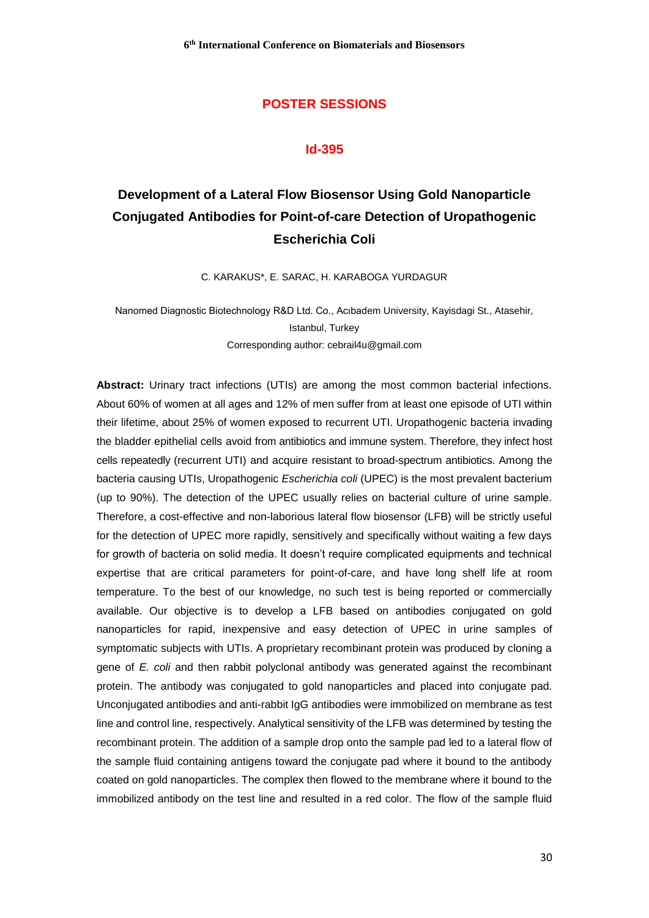## POSTER SESSIONS

### Id-395

# Development of a Lateral Flow Biosensor Using Gold Nanoparticle Conjugated Antibodies for Point-of-care Detection of Uropathogenic Escherichia Coli

C. KARAKUS*, E. SARAC, H. KARABOGA YURDAGUR

Nanomed Diagnostic Biotechnology R&D Ltd. Co., Acıbadem University, Kayisdagi St., Atasehir, Istanbul, Turkey

Corresponding author: cebrail4u@gmail.com

**Abstract:** Urinary tract infections (UTIs) are among the most common bacterial infections. About 60% of women at all ages and 12% of men suffer from at least one episode of UTI within their lifetime, about 25% of women exposed to recurrent UTI. Uropathogenic bacteria invading the bladder epithelial cells avoid from antibiotics and immune system. Therefore, they infect host cells repeatedly (recurrent UTI) and acquire resistant to broad-spectrum antibiotics. Among the bacteria causing UTIs, Uropathogenic *Escherichia coli* (UPEC) is the most prevalent bacterium (up to 90%). The detection of the UPEC usually relies on bacterial culture of urine sample. Therefore, a cost-effective and non-laborious lateral flow biosensor (LFB) will be strictly useful for the detection of UPEC more rapidly, sensitively and specifically without waiting a few days for growth of bacteria on solid media. It doesn't require complicated equipments and technical expertise that are critical parameters for point-of-care, and have long shelf life at room temperature. To the best of our knowledge, no such test is being reported or commercially available. Our objective is to develop a LFB based on antibodies conjugated on gold nanoparticles for rapid, inexpensive and easy detection of UPEC in urine samples of symptomatic subjects with UTIs. A proprietary recombinant protein was produced by cloning a gene of *E. coli* and then rabbit polyclonal antibody was generated against the recombinant protein. The antibody was conjugated to gold nanoparticles and placed into conjugate pad. Unconjugated antibodies and anti-rabbit IgG antibodies were immobilized on membrane as test line and control line, respectively. Analytical sensitivity of the LFB was determined by testing the recombinant protein. The addition of a sample drop onto the sample pad led to a lateral flow of the sample fluid containing antigens toward the conjugate pad where it bound to the antibody coated on gold nanoparticles. The complex then flowed to the membrane where it bound to the immobilized antibody on the test line and resulted in a red color. The flow of the sample fluid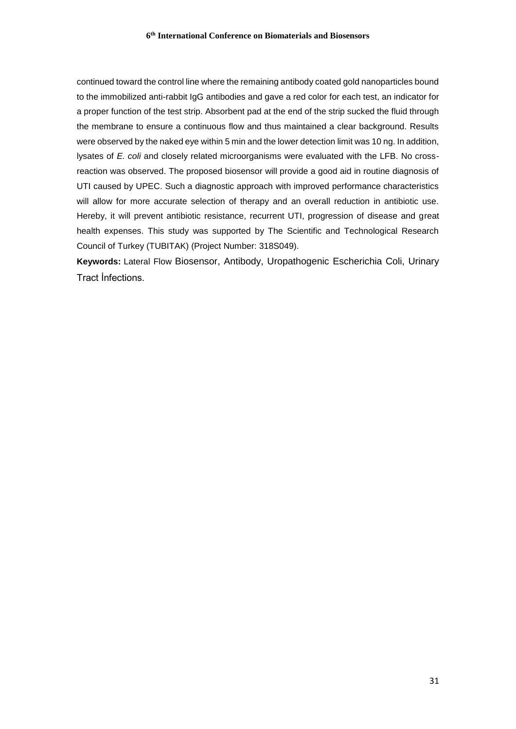continued toward the control line where the remaining antibody coated gold nanoparticles bound to the immobilized anti-rabbit IgG antibodies and gave a red color for each test, an indicator for a proper function of the test strip. Absorbent pad at the end of the strip sucked the fluid through the membrane to ensure a continuous flow and thus maintained a clear background. Results were observed by the naked eye within 5 min and the lower detection limit was 10 ng. In addition, lysates of *E. coli* and closely related microorganisms were evaluated with the LFB. No cross-reaction was observed. The proposed biosensor will provide a good aid in routine diagnosis of UTI caused by UPEC. Such a diagnostic approach with improved performance characteristics will allow for more accurate selection of therapy and an overall reduction in antibiotic use. Hereby, it will prevent antibiotic resistance, recurrent UTI, progression of disease and great health expenses. This study was supported by The Scientific and Technological Research Council of Turkey (TUBITAK) (Project Number: 318S049).

**Keywords:** Lateral Flow Biosensor, Antibody, Uropathogenic Escherichia Coli, Urinary Tract İnfections.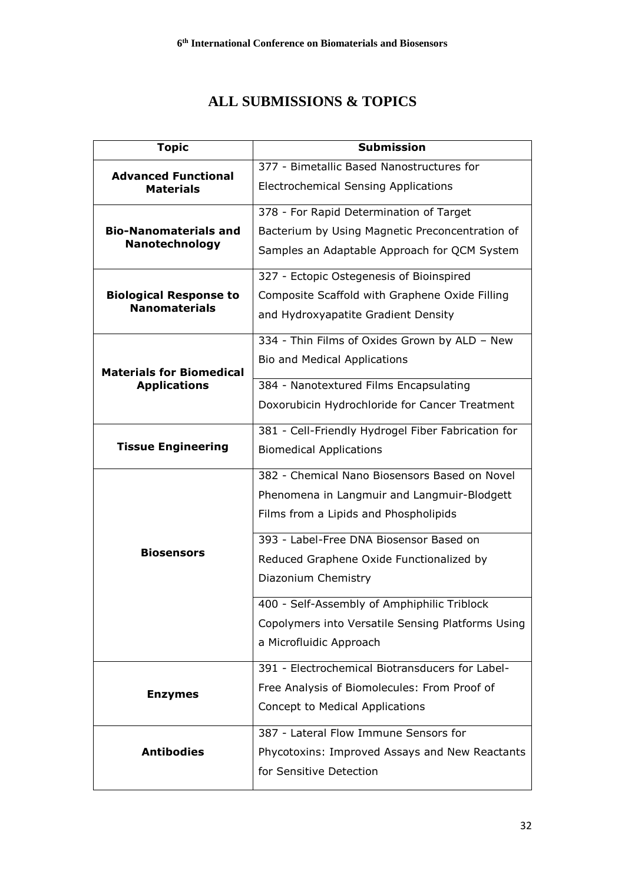# ALL SUBMISSIONS & TOPICS

| Topic | Submission |
|---|---|
| **Advanced Functional Materials** | 377 - Bimetallic Based Nanostructures for Electrochemical Sensing Applications |
| **Bio-Nanomaterials and Nanotechnology** | 378 - For Rapid Determination of Target Bacterium by Using Magnetic Preconcentration of Samples an Adaptable Approach for QCM System |
| **Biological Response to Nanomaterials** | 327 - Ectopic Ostegenesis of Bioinspired Composite Scaffold with Graphene Oxide Filling and Hydroxyapatite Gradient Density |
| **Materials for Biomedical Applications** | 334 - Thin Films of Oxides Grown by ALD – New Bio and Medical Applications |
| | 384 - Nanotextured Films Encapsulating Doxorubicin Hydrochloride for Cancer Treatment |
| **Tissue Engineering** | 381 - Cell-Friendly Hydrogel Fiber Fabrication for Biomedical Applications |
| **Biosensors** | 382 - Chemical Nano Biosensors Based on Novel Phenomena in Langmuir and Langmuir-Blodgett Films from a Lipids and Phospholipids |
| | 393 - Label-Free DNA Biosensor Based on Reduced Graphene Oxide Functionalized by Diazonium Chemistry |
| | 400 - Self-Assembly of Amphiphilic Triblock Copolymers into Versatile Sensing Platforms Using a Microfluidic Approach |
| **Enzymes** | 391 - Electrochemical Biotransducers for Label-Free Analysis of Biomolecules: From Proof of Concept to Medical Applications |
| **Antibodies** | 387 - Lateral Flow Immune Sensors for Phycotoxins: Improved Assays and New Reactants for Sensitive Detection |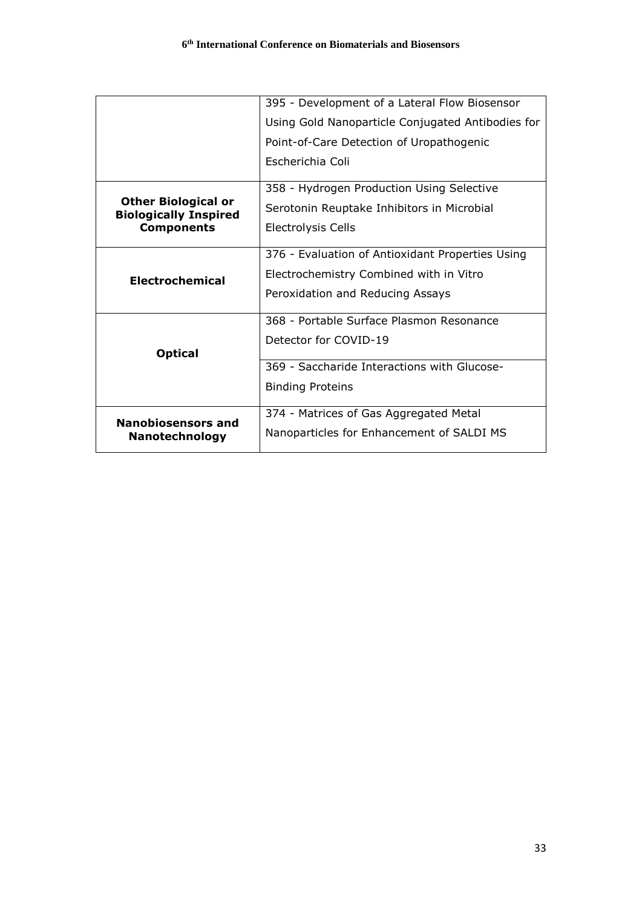| | |
|---|---|
| | 395 - Development of a Lateral Flow Biosensor Using Gold Nanoparticle Conjugated Antibodies for Point-of-Care Detection of Uropathogenic Escherichia Coli |
| **Other Biological or Biologically Inspired Components** | 358 - Hydrogen Production Using Selective Serotonin Reuptake Inhibitors in Microbial Electrolysis Cells |
| **Electrochemical** | 376 - Evaluation of Antioxidant Properties Using Electrochemistry Combined with in Vitro Peroxidation and Reducing Assays |
| **Optical** | 368 - Portable Surface Plasmon Resonance Detector for COVID-19 |
| | 369 - Saccharide Interactions with Glucose-Binding Proteins |
| **Nanobiosensors and Nanotechnology** | 374 - Matrices of Gas Aggregated Metal Nanoparticles for Enhancement of SALDI MS |